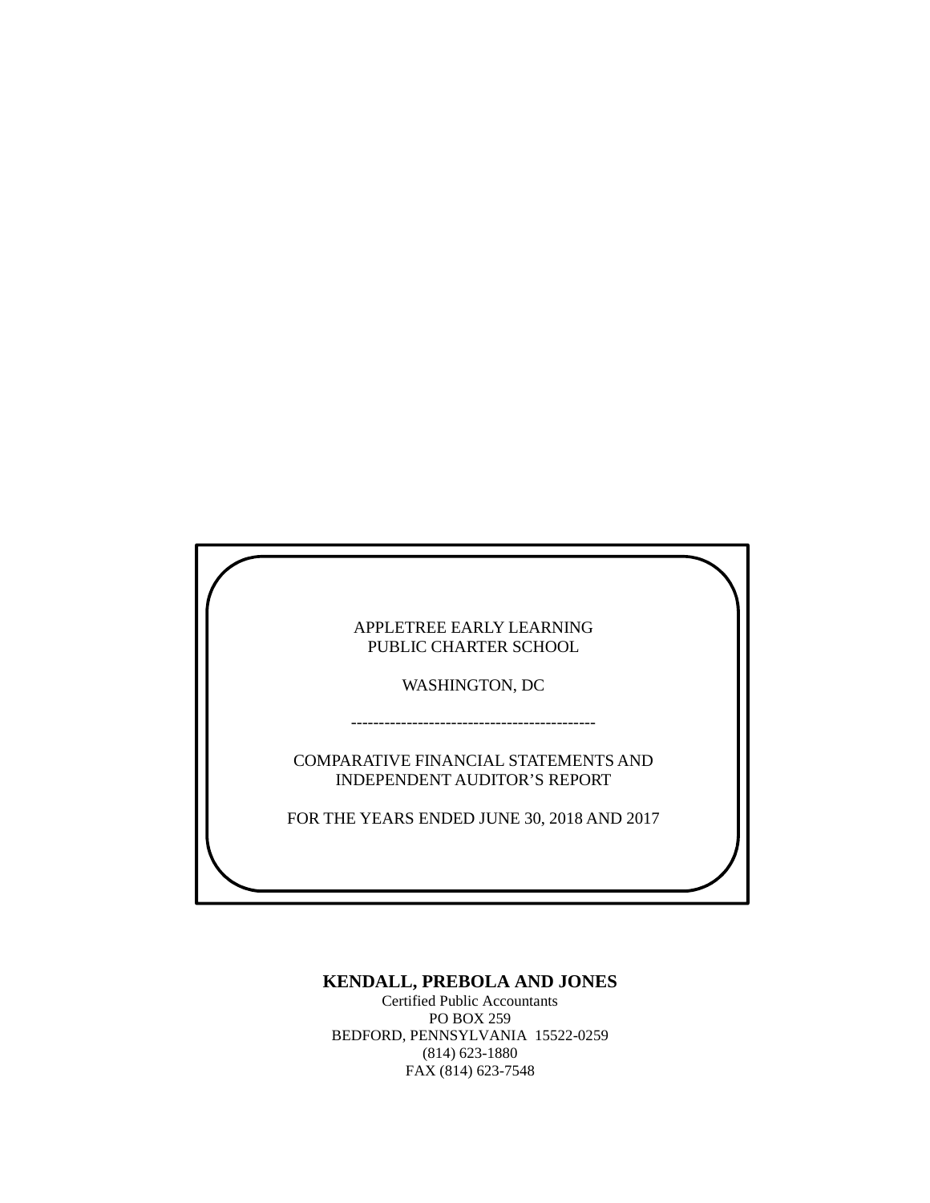APPLETREE EARLY LEARNING
PUBLIC CHARTER SCHOOL

WASHINGTON, DC

--------------------------------------------

COMPARATIVE FINANCIAL STATEMENTS AND
INDEPENDENT AUDITOR'S REPORT

FOR THE YEARS ENDED JUNE 30, 2018 AND 2017

**KENDALL, PREBOLA AND JONES**
Certified Public Accountants
PO BOX 259
BEDFORD, PENNSYLVANIA 15522-0259
(814) 623-1880
FAX (814) 623-7548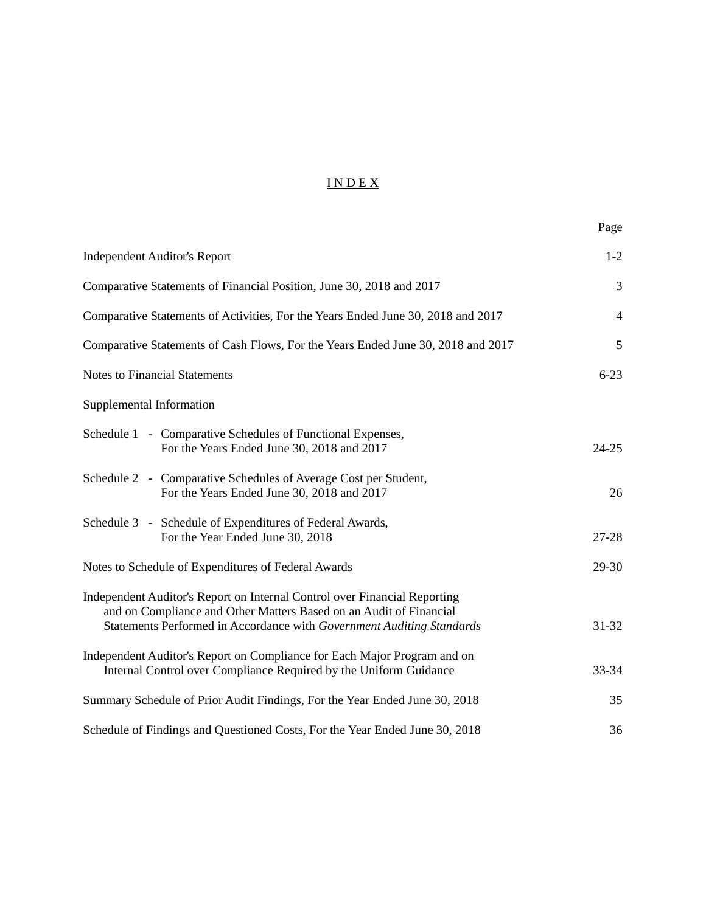# INDEX

| | Page |
|---|---|
| Independent Auditor's Report | 1-2 |
| Comparative Statements of Financial Position, June 30, 2018 and 2017 | 3 |
| Comparative Statements of Activities, For the Years Ended June 30, 2018 and 2017 | 4 |
| Comparative Statements of Cash Flows, For the Years Ended June 30, 2018 and 2017 | 5 |
| Notes to Financial Statements | 6-23 |
| Supplemental Information | |
| Schedule 1 - Comparative Schedules of Functional Expenses, For the Years Ended June 30, 2018 and 2017 | 24-25 |
| Schedule 2 - Comparative Schedules of Average Cost per Student, For the Years Ended June 30, 2018 and 2017 | 26 |
| Schedule 3 - Schedule of Expenditures of Federal Awards, For the Year Ended June 30, 2018 | 27-28 |
| Notes to Schedule of Expenditures of Federal Awards | 29-30 |
| Independent Auditor's Report on Internal Control over Financial Reporting and on Compliance and Other Matters Based on an Audit of Financial Statements Performed in Accordance with *Government Auditing Standards* | 31-32 |
| Independent Auditor's Report on Compliance for Each Major Program and on Internal Control over Compliance Required by the Uniform Guidance | 33-34 |
| Summary Schedule of Prior Audit Findings, For the Year Ended June 30, 2018 | 35 |
| Schedule of Findings and Questioned Costs, For the Year Ended June 30, 2018 | 36 |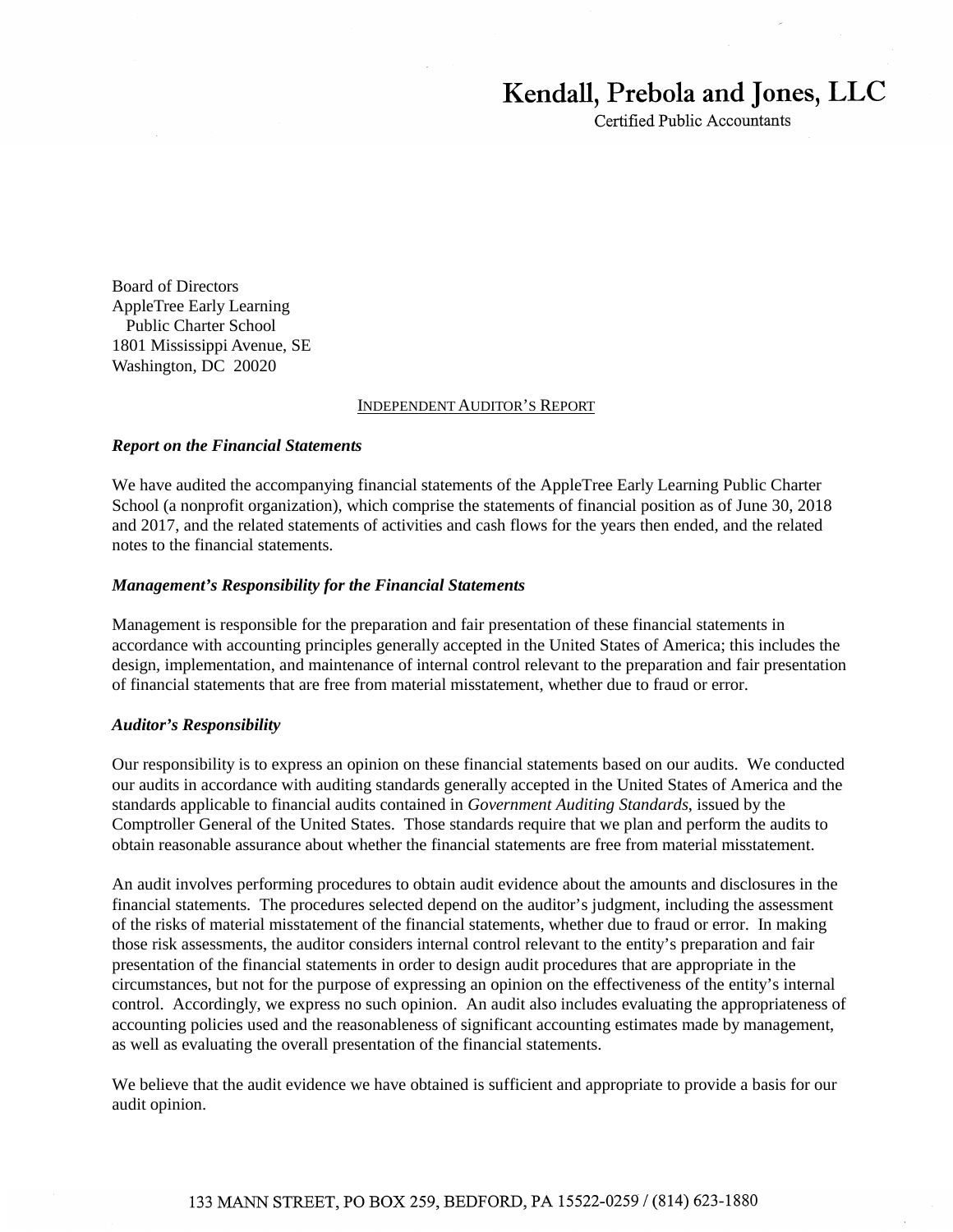# Kendall, Prebola and Jones, LLC

Certified Public Accountants

Board of Directors
AppleTree Early Learning
 Public Charter School
1801 Mississippi Avenue, SE
Washington, DC 20020

INDEPENDENT AUDITOR'S REPORT

***Report on the Financial Statements***

We have audited the accompanying financial statements of the AppleTree Early Learning Public Charter School (a nonprofit organization), which comprise the statements of financial position as of June 30, 2018 and 2017, and the related statements of activities and cash flows for the years then ended, and the related notes to the financial statements.

***Management's Responsibility for the Financial Statements***

Management is responsible for the preparation and fair presentation of these financial statements in accordance with accounting principles generally accepted in the United States of America; this includes the design, implementation, and maintenance of internal control relevant to the preparation and fair presentation of financial statements that are free from material misstatement, whether due to fraud or error.

***Auditor's Responsibility***

Our responsibility is to express an opinion on these financial statements based on our audits. We conducted our audits in accordance with auditing standards generally accepted in the United States of America and the standards applicable to financial audits contained in *Government Auditing Standards*, issued by the Comptroller General of the United States. Those standards require that we plan and perform the audits to obtain reasonable assurance about whether the financial statements are free from material misstatement.

An audit involves performing procedures to obtain audit evidence about the amounts and disclosures in the financial statements. The procedures selected depend on the auditor's judgment, including the assessment of the risks of material misstatement of the financial statements, whether due to fraud or error. In making those risk assessments, the auditor considers internal control relevant to the entity's preparation and fair presentation of the financial statements in order to design audit procedures that are appropriate in the circumstances, but not for the purpose of expressing an opinion on the effectiveness of the entity's internal control. Accordingly, we express no such opinion. An audit also includes evaluating the appropriateness of accounting policies used and the reasonableness of significant accounting estimates made by management, as well as evaluating the overall presentation of the financial statements.

We believe that the audit evidence we have obtained is sufficient and appropriate to provide a basis for our audit opinion.

133 MANN STREET, PO BOX 259, BEDFORD, PA 15522-0259 / (814) 623-1880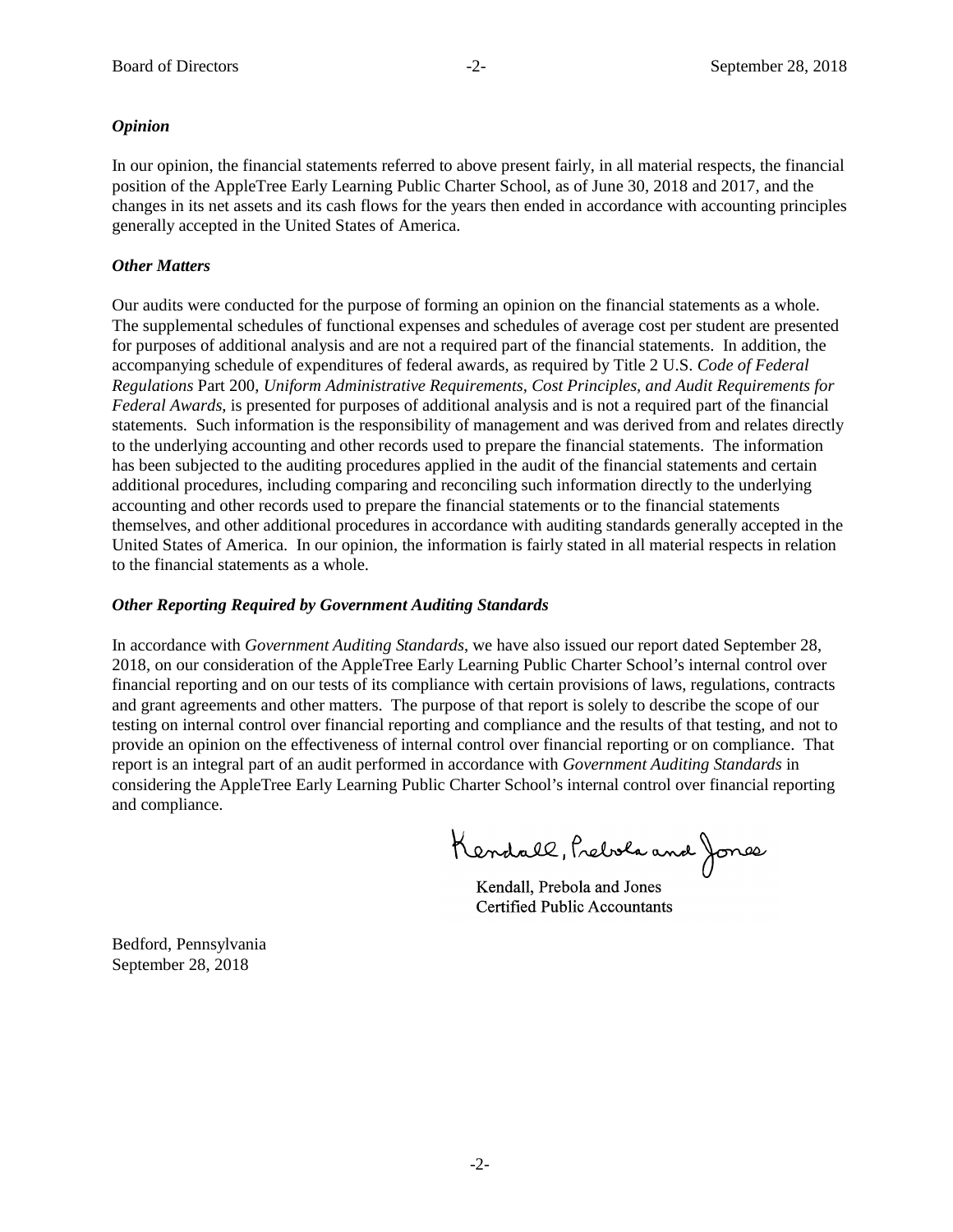***Opinion***

In our opinion, the financial statements referred to above present fairly, in all material respects, the financial position of the AppleTree Early Learning Public Charter School, as of June 30, 2018 and 2017, and the changes in its net assets and its cash flows for the years then ended in accordance with accounting principles generally accepted in the United States of America.

***Other Matters***

Our audits were conducted for the purpose of forming an opinion on the financial statements as a whole. The supplemental schedules of functional expenses and schedules of average cost per student are presented for purposes of additional analysis and are not a required part of the financial statements. In addition, the accompanying schedule of expenditures of federal awards, as required by Title 2 U.S. *Code of Federal Regulations* Part 200, *Uniform Administrative Requirements, Cost Principles, and Audit Requirements for Federal Awards*, is presented for purposes of additional analysis and is not a required part of the financial statements. Such information is the responsibility of management and was derived from and relates directly to the underlying accounting and other records used to prepare the financial statements. The information has been subjected to the auditing procedures applied in the audit of the financial statements and certain additional procedures, including comparing and reconciling such information directly to the underlying accounting and other records used to prepare the financial statements or to the financial statements themselves, and other additional procedures in accordance with auditing standards generally accepted in the United States of America. In our opinion, the information is fairly stated in all material respects in relation to the financial statements as a whole.

***Other Reporting Required by Government Auditing Standards***

In accordance with *Government Auditing Standards*, we have also issued our report dated September 28, 2018, on our consideration of the AppleTree Early Learning Public Charter School's internal control over financial reporting and on our tests of its compliance with certain provisions of laws, regulations, contracts and grant agreements and other matters. The purpose of that report is solely to describe the scope of our testing on internal control over financial reporting and compliance and the results of that testing, and not to provide an opinion on the effectiveness of internal control over financial reporting or on compliance. That report is an integral part of an audit performed in accordance with *Government Auditing Standards* in considering the AppleTree Early Learning Public Charter School's internal control over financial reporting and compliance.

Kendall, Prebola and Jones

Kendall, Prebola and Jones
Certified Public Accountants

Bedford, Pennsylvania
September 28, 2018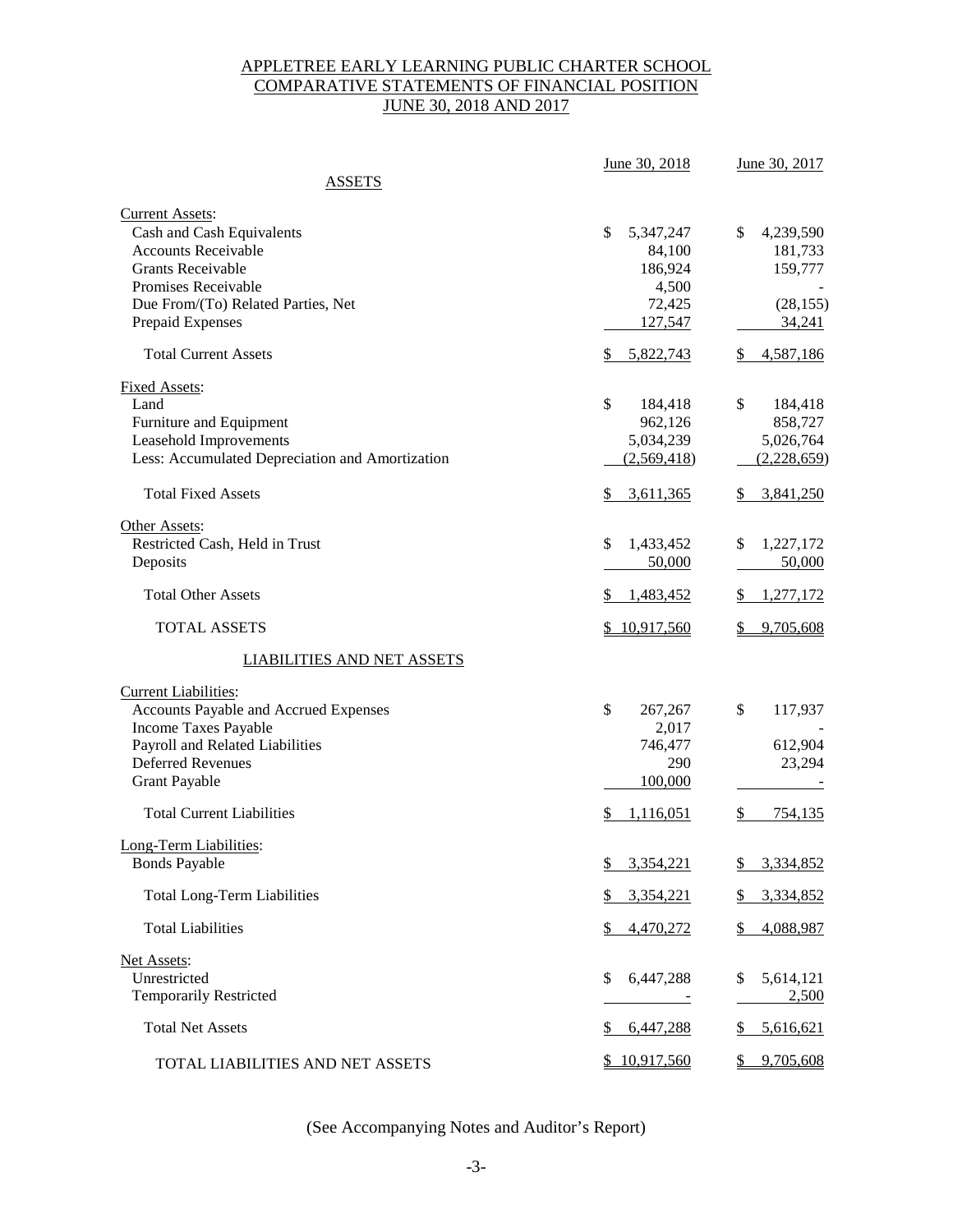# APPLETREE EARLY LEARNING PUBLIC CHARTER SCHOOL
## COMPARATIVE STATEMENTS OF FINANCIAL POSITION
## JUNE 30, 2018 AND 2017

| | June 30, 2018 | June 30, 2017 |
|---|---|---|
| **ASSETS** | | |
| Current Assets: | | |
| Cash and Cash Equivalents | $ 5,347,247 | $ 4,239,590 |
| Accounts Receivable | 84,100 | 181,733 |
| Grants Receivable | 186,924 | 159,777 |
| Promises Receivable | 4,500 | - |
| Due From/(To) Related Parties, Net | 72,425 | (28,155) |
| Prepaid Expenses | 127,547 | 34,241 |
| Total Current Assets | $ 5,822,743 | $ 4,587,186 |
| Fixed Assets: | | |
| Land | $ 184,418 | $ 184,418 |
| Furniture and Equipment | 962,126 | 858,727 |
| Leasehold Improvements | 5,034,239 | 5,026,764 |
| Less: Accumulated Depreciation and Amortization | (2,569,418) | (2,228,659) |
| Total Fixed Assets | $ 3,611,365 | $ 3,841,250 |
| Other Assets: | | |
| Restricted Cash, Held in Trust | $ 1,433,452 | $ 1,227,172 |
| Deposits | 50,000 | 50,000 |
| Total Other Assets | $ 1,483,452 | $ 1,277,172 |
| TOTAL ASSETS | $ 10,917,560 | $ 9,705,608 |
| **LIABILITIES AND NET ASSETS** | | |
| Current Liabilities: | | |
| Accounts Payable and Accrued Expenses | $ 267,267 | $ 117,937 |
| Income Taxes Payable | 2,017 | - |
| Payroll and Related Liabilities | 746,477 | 612,904 |
| Deferred Revenues | 290 | 23,294 |
| Grant Payable | 100,000 | - |
| Total Current Liabilities | $ 1,116,051 | $ 754,135 |
| Long-Term Liabilities: | | |
| Bonds Payable | $ 3,354,221 | $ 3,334,852 |
| Total Long-Term Liabilities | $ 3,354,221 | $ 3,334,852 |
| Total Liabilities | $ 4,470,272 | $ 4,088,987 |
| Net Assets: | | |
| Unrestricted | $ 6,447,288 | $ 5,614,121 |
| Temporarily Restricted | - | 2,500 |
| Total Net Assets | $ 6,447,288 | $ 5,616,621 |
| TOTAL LIABILITIES AND NET ASSETS | $ 10,917,560 | $ 9,705,608 |

(See Accompanying Notes and Auditor's Report)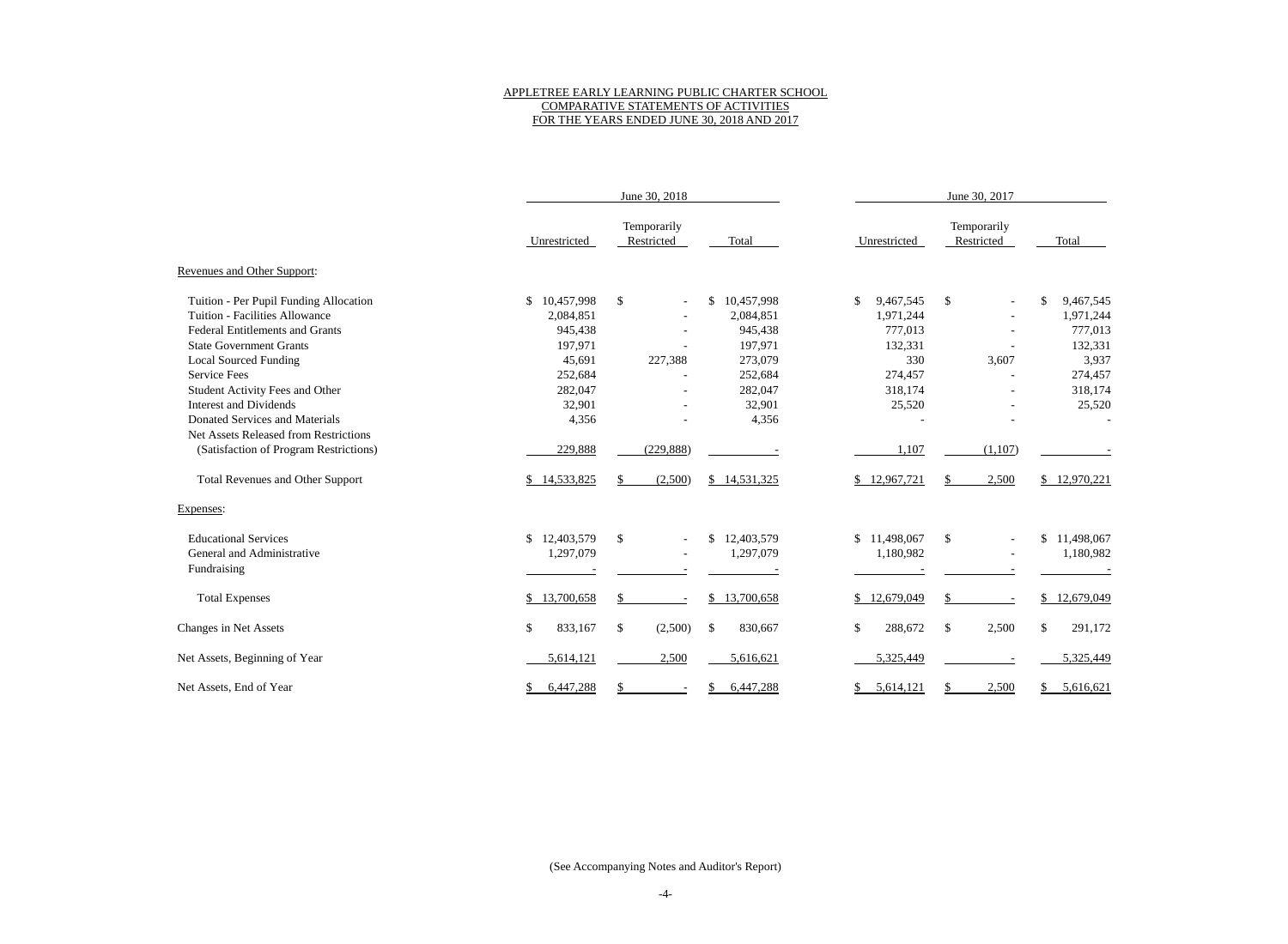# APPLETREE EARLY LEARNING PUBLIC CHARTER SCHOOL
## COMPARATIVE STATEMENTS OF ACTIVITIES
### FOR THE YEARS ENDED JUNE 30, 2018 AND 2017

| | June 30, 2018 | | | June 30, 2017 | | |
|---|---|---|---|---|---|---|
| | Unrestricted | Temporarily Restricted | Total | Unrestricted | Temporarily Restricted | Total |
| Revenues and Other Support: | | | | | | |
| Tuition - Per Pupil Funding Allocation | $ 10,457,998 | $ - | $ 10,457,998 | $ 9,467,545 | $ - | $ 9,467,545 |
| Tuition - Facilities Allowance | 2,084,851 | - | 2,084,851 | 1,971,244 | - | 1,971,244 |
| Federal Entitlements and Grants | 945,438 | - | 945,438 | 777,013 | - | 777,013 |
| State Government Grants | 197,971 | - | 197,971 | 132,331 | - | 132,331 |
| Local Sourced Funding | 45,691 | 227,388 | 273,079 | 330 | 3,607 | 3,937 |
| Service Fees | 252,684 | - | 252,684 | 274,457 | - | 274,457 |
| Student Activity Fees and Other | 282,047 | - | 282,047 | 318,174 | - | 318,174 |
| Interest and Dividends | 32,901 | - | 32,901 | 25,520 | - | 25,520 |
| Donated Services and Materials | 4,356 | - | 4,356 | - | - | - |
| Net Assets Released from Restrictions (Satisfaction of Program Restrictions) | 229,888 | (229,888) | - | 1,107 | (1,107) | - |
| Total Revenues and Other Support | $ 14,533,825 | $ (2,500) | $ 14,531,325 | $ 12,967,721 | $ 2,500 | $ 12,970,221 |
| Expenses: | | | | | | |
| Educational Services | $ 12,403,579 | $ - | $ 12,403,579 | $ 11,498,067 | $ - | $ 11,498,067 |
| General and Administrative | 1,297,079 | - | 1,297,079 | 1,180,982 | - | 1,180,982 |
| Fundraising | - | - | - | - | - | - |
| Total Expenses | $ 13,700,658 | $ - | $ 13,700,658 | $ 12,679,049 | $ - | $ 12,679,049 |
| Changes in Net Assets | $ 833,167 | $ (2,500) | $ 830,667 | $ 288,672 | $ 2,500 | $ 291,172 |
| Net Assets, Beginning of Year | 5,614,121 | 2,500 | 5,616,621 | 5,325,449 | - | 5,325,449 |
| Net Assets, End of Year | $ 6,447,288 | $ - | $ 6,447,288 | $ 5,614,121 | $ 2,500 | $ 5,616,621 |

(See Accompanying Notes and Auditor's Report)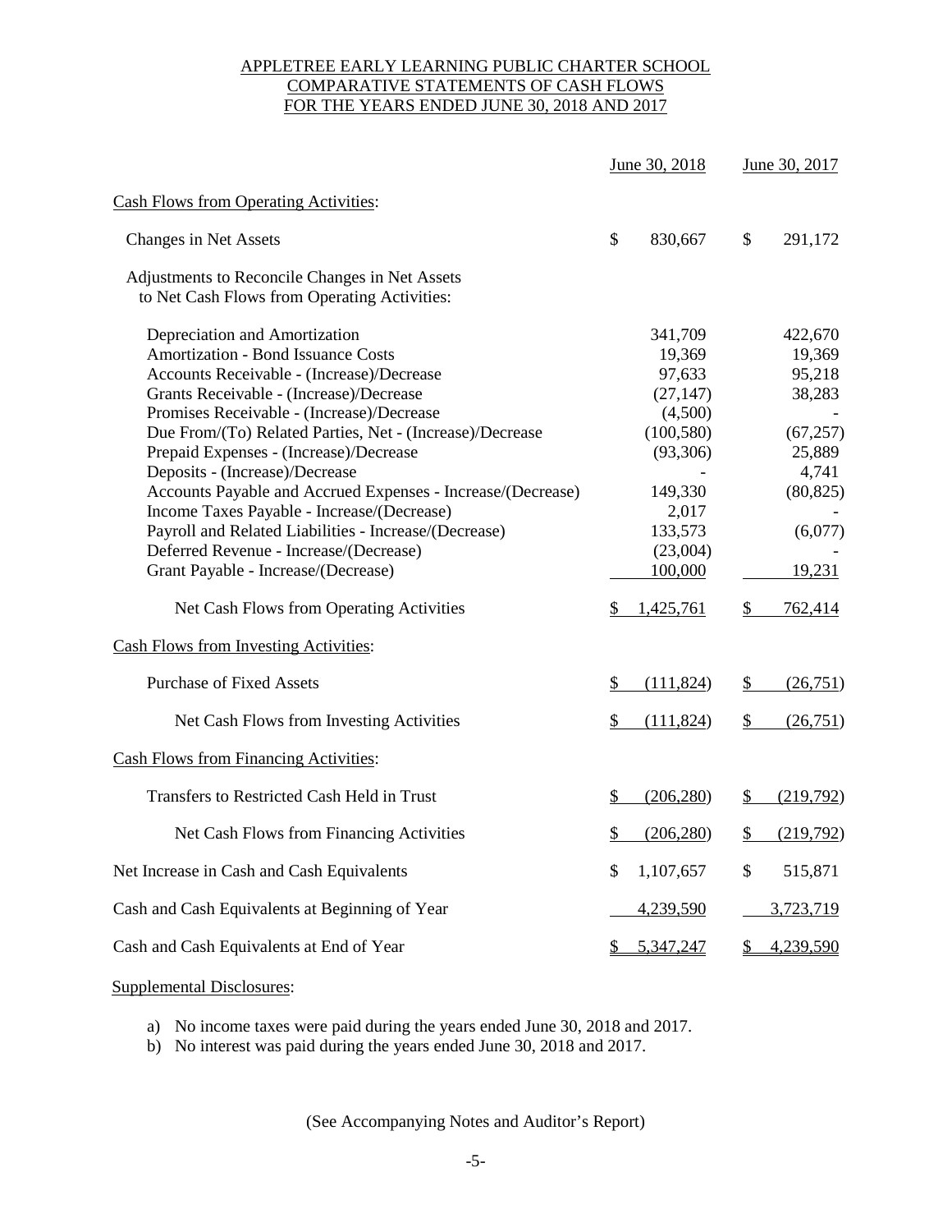# APPLETREE EARLY LEARNING PUBLIC CHARTER SCHOOL
## COMPARATIVE STATEMENTS OF CASH FLOWS
## FOR THE YEARS ENDED JUNE 30, 2018 AND 2017

| | June 30, 2018 | June 30, 2017 |
|---|---|---|
| **Cash Flows from Operating Activities:** | | |
| Changes in Net Assets | $ 830,667 | $ 291,172 |
| Adjustments to Reconcile Changes in Net Assets to Net Cash Flows from Operating Activities: | | |
| Depreciation and Amortization | 341,709 | 422,670 |
| Amortization - Bond Issuance Costs | 19,369 | 19,369 |
| Accounts Receivable - (Increase)/Decrease | 97,633 | 95,218 |
| Grants Receivable - (Increase)/Decrease | (27,147) | 38,283 |
| Promises Receivable - (Increase)/Decrease | (4,500) | - |
| Due From/(To) Related Parties, Net - (Increase)/Decrease | (100,580) | (67,257) |
| Prepaid Expenses - (Increase)/Decrease | (93,306) | 25,889 |
| Deposits - (Increase)/Decrease | - | 4,741 |
| Accounts Payable and Accrued Expenses - Increase/(Decrease) | 149,330 | (80,825) |
| Income Taxes Payable - Increase/(Decrease) | 2,017 | - |
| Payroll and Related Liabilities - Increase/(Decrease) | 133,573 | (6,077) |
| Deferred Revenue - Increase/(Decrease) | (23,004) | - |
| Grant Payable - Increase/(Decrease) | 100,000 | 19,231 |
| Net Cash Flows from Operating Activities | $ 1,425,761 | $ 762,414 |
| **Cash Flows from Investing Activities:** | | |
| Purchase of Fixed Assets | $ (111,824) | $ (26,751) |
| Net Cash Flows from Investing Activities | $ (111,824) | $ (26,751) |
| **Cash Flows from Financing Activities:** | | |
| Transfers to Restricted Cash Held in Trust | $ (206,280) | $ (219,792) |
| Net Cash Flows from Financing Activities | $ (206,280) | $ (219,792) |
| Net Increase in Cash and Cash Equivalents | $ 1,107,657 | $ 515,871 |
| Cash and Cash Equivalents at Beginning of Year | 4,239,590 | 3,723,719 |
| Cash and Cash Equivalents at End of Year | $ 5,347,247 | $ 4,239,590 |

Supplemental Disclosures:

a) No income taxes were paid during the years ended June 30, 2018 and 2017.
b) No interest was paid during the years ended June 30, 2018 and 2017.

(See Accompanying Notes and Auditor's Report)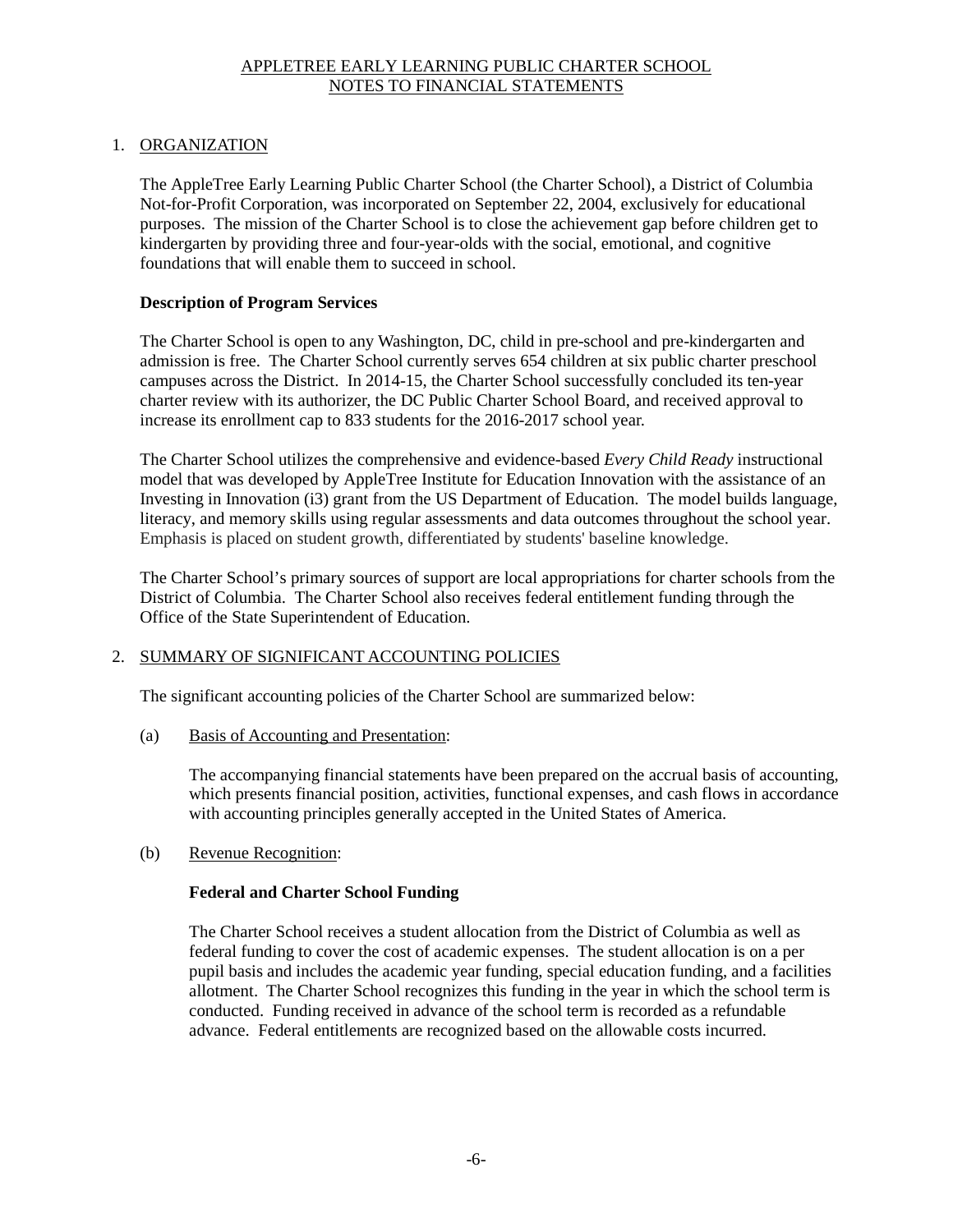# APPLETREE EARLY LEARNING PUBLIC CHARTER SCHOOL
# NOTES TO FINANCIAL STATEMENTS

## 1. ORGANIZATION

The AppleTree Early Learning Public Charter School (the Charter School), a District of Columbia Not-for-Profit Corporation, was incorporated on September 22, 2004, exclusively for educational purposes. The mission of the Charter School is to close the achievement gap before children get to kindergarten by providing three and four-year-olds with the social, emotional, and cognitive foundations that will enable them to succeed in school.

**Description of Program Services**

The Charter School is open to any Washington, DC, child in pre-school and pre-kindergarten and admission is free. The Charter School currently serves 654 children at six public charter preschool campuses across the District. In 2014-15, the Charter School successfully concluded its ten-year charter review with its authorizer, the DC Public Charter School Board, and received approval to increase its enrollment cap to 833 students for the 2016-2017 school year.

The Charter School utilizes the comprehensive and evidence-based *Every Child Ready* instructional model that was developed by AppleTree Institute for Education Innovation with the assistance of an Investing in Innovation (i3) grant from the US Department of Education. The model builds language, literacy, and memory skills using regular assessments and data outcomes throughout the school year. Emphasis is placed on student growth, differentiated by students' baseline knowledge.

The Charter School's primary sources of support are local appropriations for charter schools from the District of Columbia. The Charter School also receives federal entitlement funding through the Office of the State Superintendent of Education.

## 2. SUMMARY OF SIGNIFICANT ACCOUNTING POLICIES

The significant accounting policies of the Charter School are summarized below:

(a) Basis of Accounting and Presentation:

The accompanying financial statements have been prepared on the accrual basis of accounting, which presents financial position, activities, functional expenses, and cash flows in accordance with accounting principles generally accepted in the United States of America.

(b) Revenue Recognition:

**Federal and Charter School Funding**

The Charter School receives a student allocation from the District of Columbia as well as federal funding to cover the cost of academic expenses. The student allocation is on a per pupil basis and includes the academic year funding, special education funding, and a facilities allotment. The Charter School recognizes this funding in the year in which the school term is conducted. Funding received in advance of the school term is recorded as a refundable advance. Federal entitlements are recognized based on the allowable costs incurred.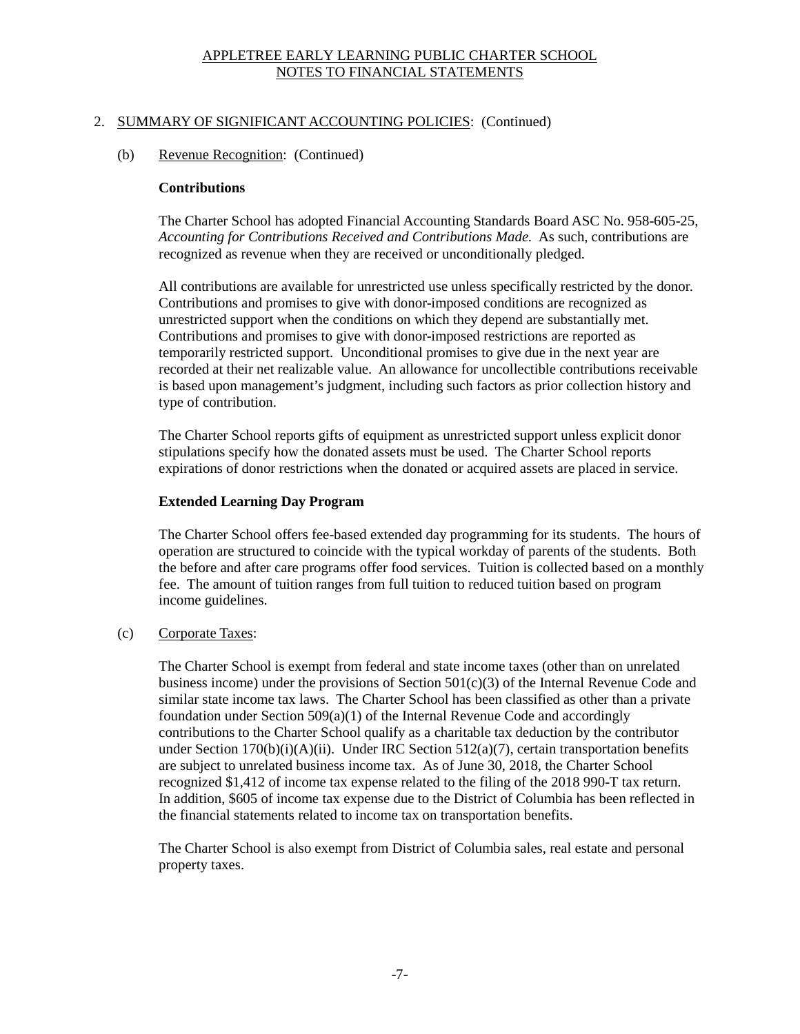## 2. SUMMARY OF SIGNIFICANT ACCOUNTING POLICIES: (Continued)

### (b) Revenue Recognition: (Continued)

**Contributions**

The Charter School has adopted Financial Accounting Standards Board ASC No. 958-605-25, *Accounting for Contributions Received and Contributions Made.* As such, contributions are recognized as revenue when they are received or unconditionally pledged.

All contributions are available for unrestricted use unless specifically restricted by the donor. Contributions and promises to give with donor-imposed conditions are recognized as unrestricted support when the conditions on which they depend are substantially met. Contributions and promises to give with donor-imposed restrictions are reported as temporarily restricted support. Unconditional promises to give due in the next year are recorded at their net realizable value. An allowance for uncollectible contributions receivable is based upon management's judgment, including such factors as prior collection history and type of contribution.

The Charter School reports gifts of equipment as unrestricted support unless explicit donor stipulations specify how the donated assets must be used. The Charter School reports expirations of donor restrictions when the donated or acquired assets are placed in service.

**Extended Learning Day Program**

The Charter School offers fee-based extended day programming for its students. The hours of operation are structured to coincide with the typical workday of parents of the students. Both the before and after care programs offer food services. Tuition is collected based on a monthly fee. The amount of tuition ranges from full tuition to reduced tuition based on program income guidelines.

### (c) Corporate Taxes:

The Charter School is exempt from federal and state income taxes (other than on unrelated business income) under the provisions of Section 501(c)(3) of the Internal Revenue Code and similar state income tax laws. The Charter School has been classified as other than a private foundation under Section 509(a)(1) of the Internal Revenue Code and accordingly contributions to the Charter School qualify as a charitable tax deduction by the contributor under Section 170(b)(i)(A)(ii). Under IRC Section 512(a)(7), certain transportation benefits are subject to unrelated business income tax. As of June 30, 2018, the Charter School recognized $1,412 of income tax expense related to the filing of the 2018 990-T tax return. In addition, $605 of income tax expense due to the District of Columbia has been reflected in the financial statements related to income tax on transportation benefits.

The Charter School is also exempt from District of Columbia sales, real estate and personal property taxes.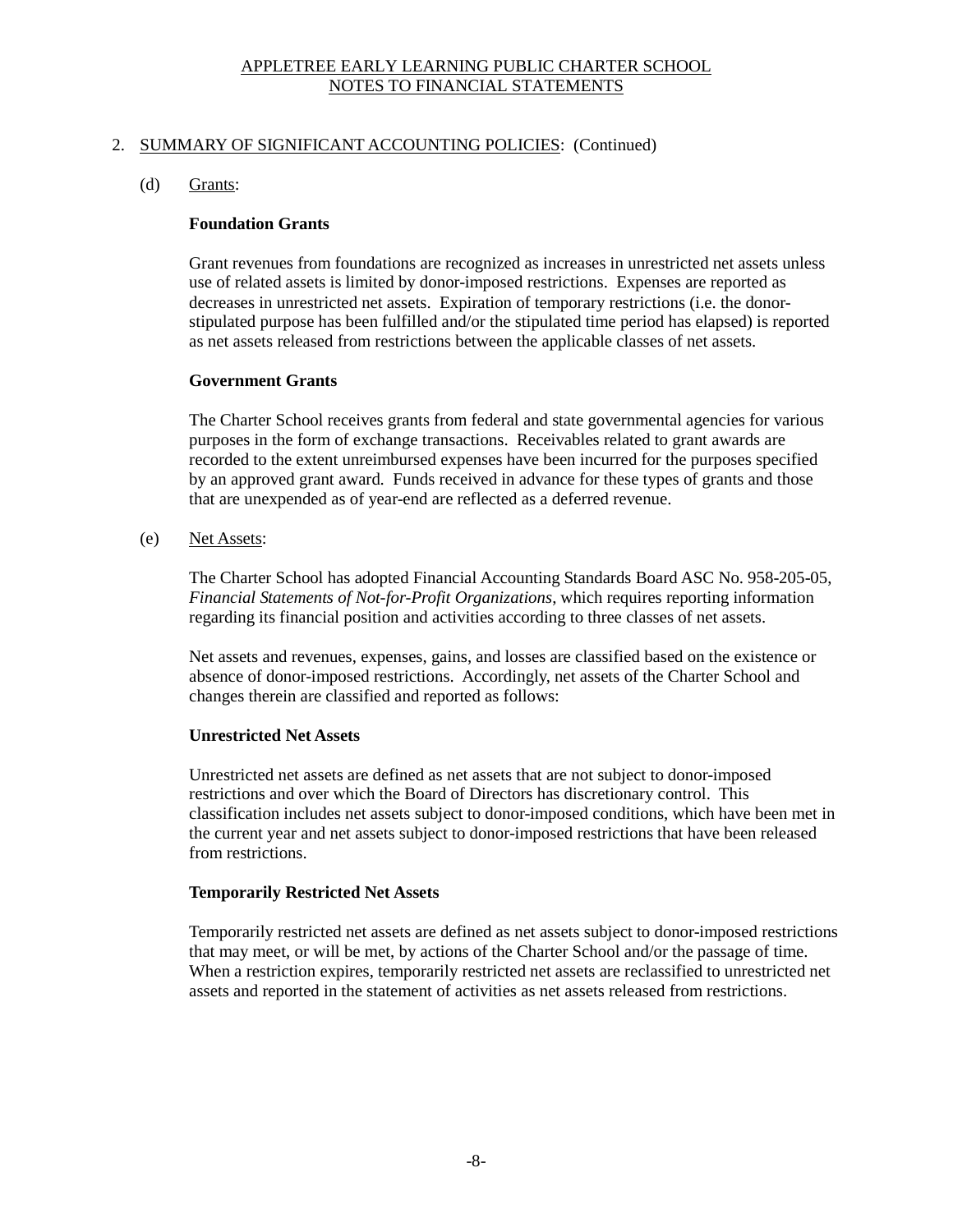## 2. SUMMARY OF SIGNIFICANT ACCOUNTING POLICIES: (Continued)

### (d) Grants:

**Foundation Grants**

Grant revenues from foundations are recognized as increases in unrestricted net assets unless use of related assets is limited by donor-imposed restrictions. Expenses are reported as decreases in unrestricted net assets. Expiration of temporary restrictions (i.e. the donor-stipulated purpose has been fulfilled and/or the stipulated time period has elapsed) is reported as net assets released from restrictions between the applicable classes of net assets.

**Government Grants**

The Charter School receives grants from federal and state governmental agencies for various purposes in the form of exchange transactions. Receivables related to grant awards are recorded to the extent unreimbursed expenses have been incurred for the purposes specified by an approved grant award. Funds received in advance for these types of grants and those that are unexpended as of year-end are reflected as a deferred revenue.

### (e) Net Assets:

The Charter School has adopted Financial Accounting Standards Board ASC No. 958-205-05, *Financial Statements of Not-for-Profit Organizations*, which requires reporting information regarding its financial position and activities according to three classes of net assets.

Net assets and revenues, expenses, gains, and losses are classified based on the existence or absence of donor-imposed restrictions. Accordingly, net assets of the Charter School and changes therein are classified and reported as follows:

**Unrestricted Net Assets**

Unrestricted net assets are defined as net assets that are not subject to donor-imposed restrictions and over which the Board of Directors has discretionary control. This classification includes net assets subject to donor-imposed conditions, which have been met in the current year and net assets subject to donor-imposed restrictions that have been released from restrictions.

**Temporarily Restricted Net Assets**

Temporarily restricted net assets are defined as net assets subject to donor-imposed restrictions that may meet, or will be met, by actions of the Charter School and/or the passage of time. When a restriction expires, temporarily restricted net assets are reclassified to unrestricted net assets and reported in the statement of activities as net assets released from restrictions.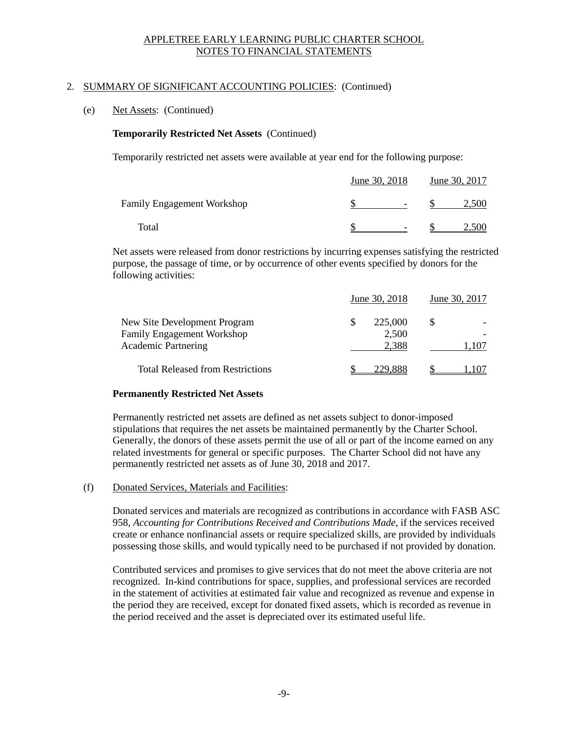## 2. SUMMARY OF SIGNIFICANT ACCOUNTING POLICIES: (Continued)

### (e) Net Assets: (Continued)

**Temporarily Restricted Net Assets** (Continued)

Temporarily restricted net assets were available at year end for the following purpose:

| | June 30, 2018 | June 30, 2017 |
|---|---|---|
| Family Engagement Workshop | $ - | $ 2,500 |
| Total | $ - | $ 2,500 |

Net assets were released from donor restrictions by incurring expenses satisfying the restricted purpose, the passage of time, or by occurrence of other events specified by donors for the following activities:

| | June 30, 2018 | June 30, 2017 |
|---|---|---|
| New Site Development Program | $ 225,000 | $ - |
| Family Engagement Workshop | 2,500 | - |
| Academic Partnering | 2,388 | 1,107 |
| Total Released from Restrictions | $ 229,888 | $ 1,107 |

**Permanently Restricted Net Assets**

Permanently restricted net assets are defined as net assets subject to donor-imposed stipulations that requires the net assets be maintained permanently by the Charter School. Generally, the donors of these assets permit the use of all or part of the income earned on any related investments for general or specific purposes. The Charter School did not have any permanently restricted net assets as of June 30, 2018 and 2017.

### (f) Donated Services, Materials and Facilities:

Donated services and materials are recognized as contributions in accordance with FASB ASC 958, *Accounting for Contributions Received and Contributions Made*, if the services received create or enhance nonfinancial assets or require specialized skills, are provided by individuals possessing those skills, and would typically need to be purchased if not provided by donation.

Contributed services and promises to give services that do not meet the above criteria are not recognized. In-kind contributions for space, supplies, and professional services are recorded in the statement of activities at estimated fair value and recognized as revenue and expense in the period they are received, except for donated fixed assets, which is recorded as revenue in the period received and the asset is depreciated over its estimated useful life.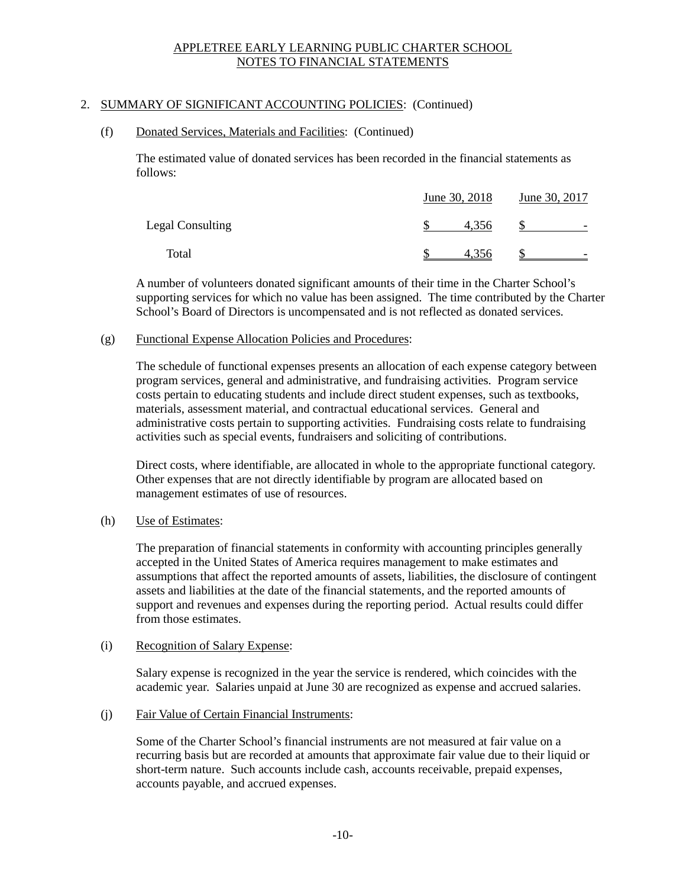APPLETREE EARLY LEARNING PUBLIC CHARTER SCHOOL
NOTES TO FINANCIAL STATEMENTS

2. SUMMARY OF SIGNIFICANT ACCOUNTING POLICIES: (Continued)

(f) Donated Services, Materials and Facilities: (Continued)

The estimated value of donated services has been recorded in the financial statements as follows:

| | June 30, 2018 | June 30, 2017 |
|---|---|---|
| Legal Consulting | $ 4,356 | $ - |
| Total | $ 4,356 | $ - |

A number of volunteers donated significant amounts of their time in the Charter School's supporting services for which no value has been assigned. The time contributed by the Charter School's Board of Directors is uncompensated and is not reflected as donated services.

(g) Functional Expense Allocation Policies and Procedures:

The schedule of functional expenses presents an allocation of each expense category between program services, general and administrative, and fundraising activities. Program service costs pertain to educating students and include direct student expenses, such as textbooks, materials, assessment material, and contractual educational services. General and administrative costs pertain to supporting activities. Fundraising costs relate to fundraising activities such as special events, fundraisers and soliciting of contributions.

Direct costs, where identifiable, are allocated in whole to the appropriate functional category. Other expenses that are not directly identifiable by program are allocated based on management estimates of use of resources.

(h) Use of Estimates:

The preparation of financial statements in conformity with accounting principles generally accepted in the United States of America requires management to make estimates and assumptions that affect the reported amounts of assets, liabilities, the disclosure of contingent assets and liabilities at the date of the financial statements, and the reported amounts of support and revenues and expenses during the reporting period. Actual results could differ from those estimates.

(i) Recognition of Salary Expense:

Salary expense is recognized in the year the service is rendered, which coincides with the academic year. Salaries unpaid at June 30 are recognized as expense and accrued salaries.

(j) Fair Value of Certain Financial Instruments:

Some of the Charter School's financial instruments are not measured at fair value on a recurring basis but are recorded at amounts that approximate fair value due to their liquid or short-term nature. Such accounts include cash, accounts receivable, prepaid expenses, accounts payable, and accrued expenses.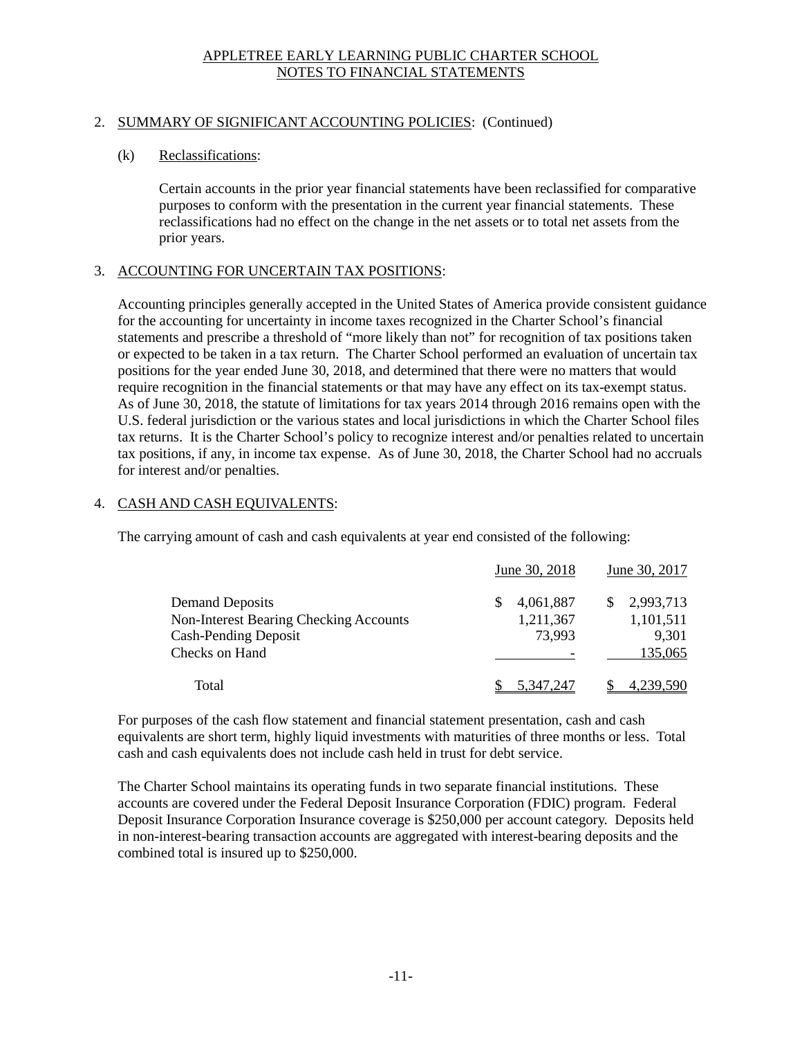## 2. SUMMARY OF SIGNIFICANT ACCOUNTING POLICIES: (Continued)

### (k) Reclassifications:

Certain accounts in the prior year financial statements have been reclassified for comparative purposes to conform with the presentation in the current year financial statements. These reclassifications had no effect on the change in the net assets or to total net assets from the prior years.

## 3. ACCOUNTING FOR UNCERTAIN TAX POSITIONS:

Accounting principles generally accepted in the United States of America provide consistent guidance for the accounting for uncertainty in income taxes recognized in the Charter School's financial statements and prescribe a threshold of "more likely than not" for recognition of tax positions taken or expected to be taken in a tax return. The Charter School performed an evaluation of uncertain tax positions for the year ended June 30, 2018, and determined that there were no matters that would require recognition in the financial statements or that may have any effect on its tax-exempt status. As of June 30, 2018, the statute of limitations for tax years 2014 through 2016 remains open with the U.S. federal jurisdiction or the various states and local jurisdictions in which the Charter School files tax returns. It is the Charter School's policy to recognize interest and/or penalties related to uncertain tax positions, if any, in income tax expense. As of June 30, 2018, the Charter School had no accruals for interest and/or penalties.

## 4. CASH AND CASH EQUIVALENTS:

The carrying amount of cash and cash equivalents at year end consisted of the following:

| | June 30, 2018 | June 30, 2017 |
|---|---|---|
| Demand Deposits | $ 4,061,887 | $ 2,993,713 |
| Non-Interest Bearing Checking Accounts | 1,211,367 | 1,101,511 |
| Cash-Pending Deposit | 73,993 | 9,301 |
| Checks on Hand | - | 135,065 |
| Total | $ 5,347,247 | $ 4,239,590 |

For purposes of the cash flow statement and financial statement presentation, cash and cash equivalents are short term, highly liquid investments with maturities of three months or less. Total cash and cash equivalents does not include cash held in trust for debt service.

The Charter School maintains its operating funds in two separate financial institutions. These accounts are covered under the Federal Deposit Insurance Corporation (FDIC) program. Federal Deposit Insurance Corporation Insurance coverage is $250,000 per account category. Deposits held in non-interest-bearing transaction accounts are aggregated with interest-bearing deposits and the combined total is insured up to $250,000.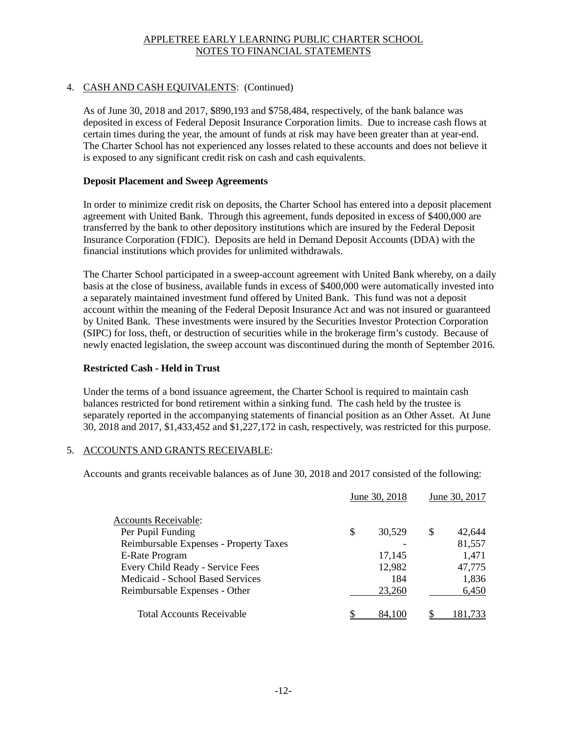## 4. CASH AND CASH EQUIVALENTS: (Continued)

As of June 30, 2018 and 2017, $890,193 and $758,484, respectively, of the bank balance was deposited in excess of Federal Deposit Insurance Corporation limits. Due to increase cash flows at certain times during the year, the amount of funds at risk may have been greater than at year-end. The Charter School has not experienced any losses related to these accounts and does not believe it is exposed to any significant credit risk on cash and cash equivalents.

### Deposit Placement and Sweep Agreements

In order to minimize credit risk on deposits, the Charter School has entered into a deposit placement agreement with United Bank. Through this agreement, funds deposited in excess of $400,000 are transferred by the bank to other depository institutions which are insured by the Federal Deposit Insurance Corporation (FDIC). Deposits are held in Demand Deposit Accounts (DDA) with the financial institutions which provides for unlimited withdrawals.

The Charter School participated in a sweep-account agreement with United Bank whereby, on a daily basis at the close of business, available funds in excess of $400,000 were automatically invested into a separately maintained investment fund offered by United Bank. This fund was not a deposit account within the meaning of the Federal Deposit Insurance Act and was not insured or guaranteed by United Bank. These investments were insured by the Securities Investor Protection Corporation (SIPC) for loss, theft, or destruction of securities while in the brokerage firm's custody. Because of newly enacted legislation, the sweep account was discontinued during the month of September 2016.

### Restricted Cash - Held in Trust

Under the terms of a bond issuance agreement, the Charter School is required to maintain cash balances restricted for bond retirement within a sinking fund. The cash held by the trustee is separately reported in the accompanying statements of financial position as an Other Asset. At June 30, 2018 and 2017, $1,433,452 and $1,227,172 in cash, respectively, was restricted for this purpose.

## 5. ACCOUNTS AND GRANTS RECEIVABLE:

Accounts and grants receivable balances as of June 30, 2018 and 2017 consisted of the following:

| | June 30, 2018 | June 30, 2017 |
|---|---|---|
| Accounts Receivable: | | |
| Per Pupil Funding | $ 30,529 | $ 42,644 |
| Reimbursable Expenses - Property Taxes | - | 81,557 |
| E-Rate Program | 17,145 | 1,471 |
| Every Child Ready - Service Fees | 12,982 | 47,775 |
| Medicaid - School Based Services | 184 | 1,836 |
| Reimbursable Expenses - Other | 23,260 | 6,450 |
| Total Accounts Receivable | $ 84,100 | $ 181,733 |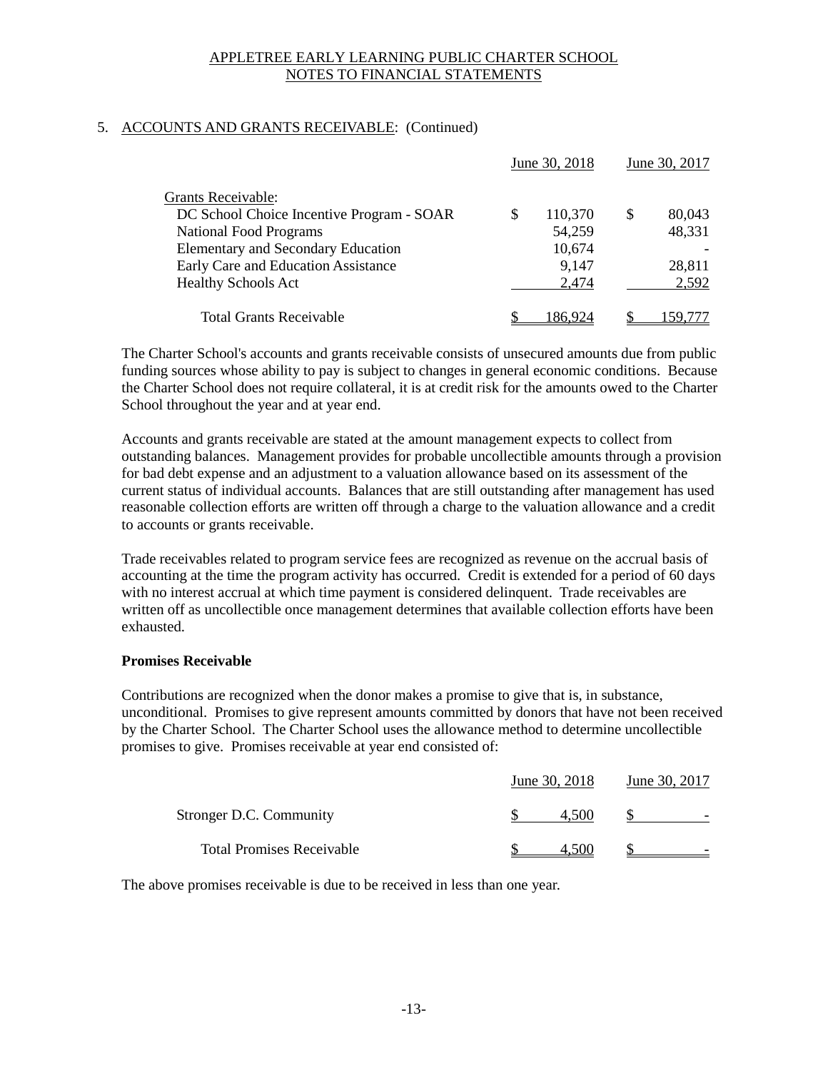APPLETREE EARLY LEARNING PUBLIC CHARTER SCHOOL
NOTES TO FINANCIAL STATEMENTS

5. ACCOUNTS AND GRANTS RECEIVABLE: (Continued)

| | June 30, 2018 | June 30, 2017 |
|---|---|---|
| Grants Receivable: | | |
| DC School Choice Incentive Program - SOAR | $ 110,370 | $ 80,043 |
| National Food Programs | 54,259 | 48,331 |
| Elementary and Secondary Education | 10,674 | - |
| Early Care and Education Assistance | 9,147 | 28,811 |
| Healthy Schools Act | 2,474 | 2,592 |
| Total Grants Receivable | $ 186,924 | $ 159,777 |

The Charter School's accounts and grants receivable consists of unsecured amounts due from public funding sources whose ability to pay is subject to changes in general economic conditions. Because the Charter School does not require collateral, it is at credit risk for the amounts owed to the Charter School throughout the year and at year end.

Accounts and grants receivable are stated at the amount management expects to collect from outstanding balances. Management provides for probable uncollectible amounts through a provision for bad debt expense and an adjustment to a valuation allowance based on its assessment of the current status of individual accounts. Balances that are still outstanding after management has used reasonable collection efforts are written off through a charge to the valuation allowance and a credit to accounts or grants receivable.

Trade receivables related to program service fees are recognized as revenue on the accrual basis of accounting at the time the program activity has occurred. Credit is extended for a period of 60 days with no interest accrual at which time payment is considered delinquent. Trade receivables are written off as uncollectible once management determines that available collection efforts have been exhausted.

**Promises Receivable**

Contributions are recognized when the donor makes a promise to give that is, in substance, unconditional. Promises to give represent amounts committed by donors that have not been received by the Charter School. The Charter School uses the allowance method to determine uncollectible promises to give. Promises receivable at year end consisted of:

| | June 30, 2018 | June 30, 2017 |
|---|---|---|
| Stronger D.C. Community | $ 4,500 | $ - |
| Total Promises Receivable | $ 4,500 | $ - |

The above promises receivable is due to be received in less than one year.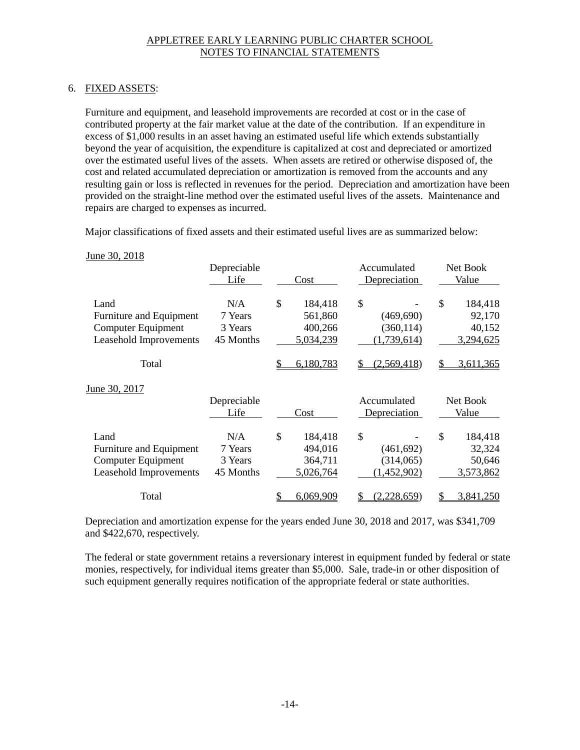APPLETREE EARLY LEARNING PUBLIC CHARTER SCHOOL
NOTES TO FINANCIAL STATEMENTS

## 6. FIXED ASSETS:

Furniture and equipment, and leasehold improvements are recorded at cost or in the case of contributed property at the fair market value at the date of the contribution. If an expenditure in excess of $1,000 results in an asset having an estimated useful life which extends substantially beyond the year of acquisition, the expenditure is capitalized at cost and depreciated or amortized over the estimated useful lives of the assets. When assets are retired or otherwise disposed of, the cost and related accumulated depreciation or amortization is removed from the accounts and any resulting gain or loss is reflected in revenues for the period. Depreciation and amortization have been provided on the straight-line method over the estimated useful lives of the assets. Maintenance and repairs are charged to expenses as incurred.

Major classifications of fixed assets and their estimated useful lives are as summarized below:

June 30, 2018

| | Depreciable Life | Cost | Accumulated Depreciation | Net Book Value |
|---|---|---|---|---|
| Land | N/A | $ 184,418 | $ - | $ 184,418 |
| Furniture and Equipment | 7 Years | 561,860 | (469,690) | 92,170 |
| Computer Equipment | 3 Years | 400,266 | (360,114) | 40,152 |
| Leasehold Improvements | 45 Months | 5,034,239 | (1,739,614) | 3,294,625 |
| Total | | $ 6,180,783 | $ (2,569,418) | $ 3,611,365 |

June 30, 2017

| | Depreciable Life | Cost | Accumulated Depreciation | Net Book Value |
|---|---|---|---|---|
| Land | N/A | $ 184,418 | $ - | $ 184,418 |
| Furniture and Equipment | 7 Years | 494,016 | (461,692) | 32,324 |
| Computer Equipment | 3 Years | 364,711 | (314,065) | 50,646 |
| Leasehold Improvements | 45 Months | 5,026,764 | (1,452,902) | 3,573,862 |
| Total | | $ 6,069,909 | $ (2,228,659) | $ 3,841,250 |

Depreciation and amortization expense for the years ended June 30, 2018 and 2017, was $341,709 and $422,670, respectively.

The federal or state government retains a reversionary interest in equipment funded by federal or state monies, respectively, for individual items greater than $5,000. Sale, trade-in or other disposition of such equipment generally requires notification of the appropriate federal or state authorities.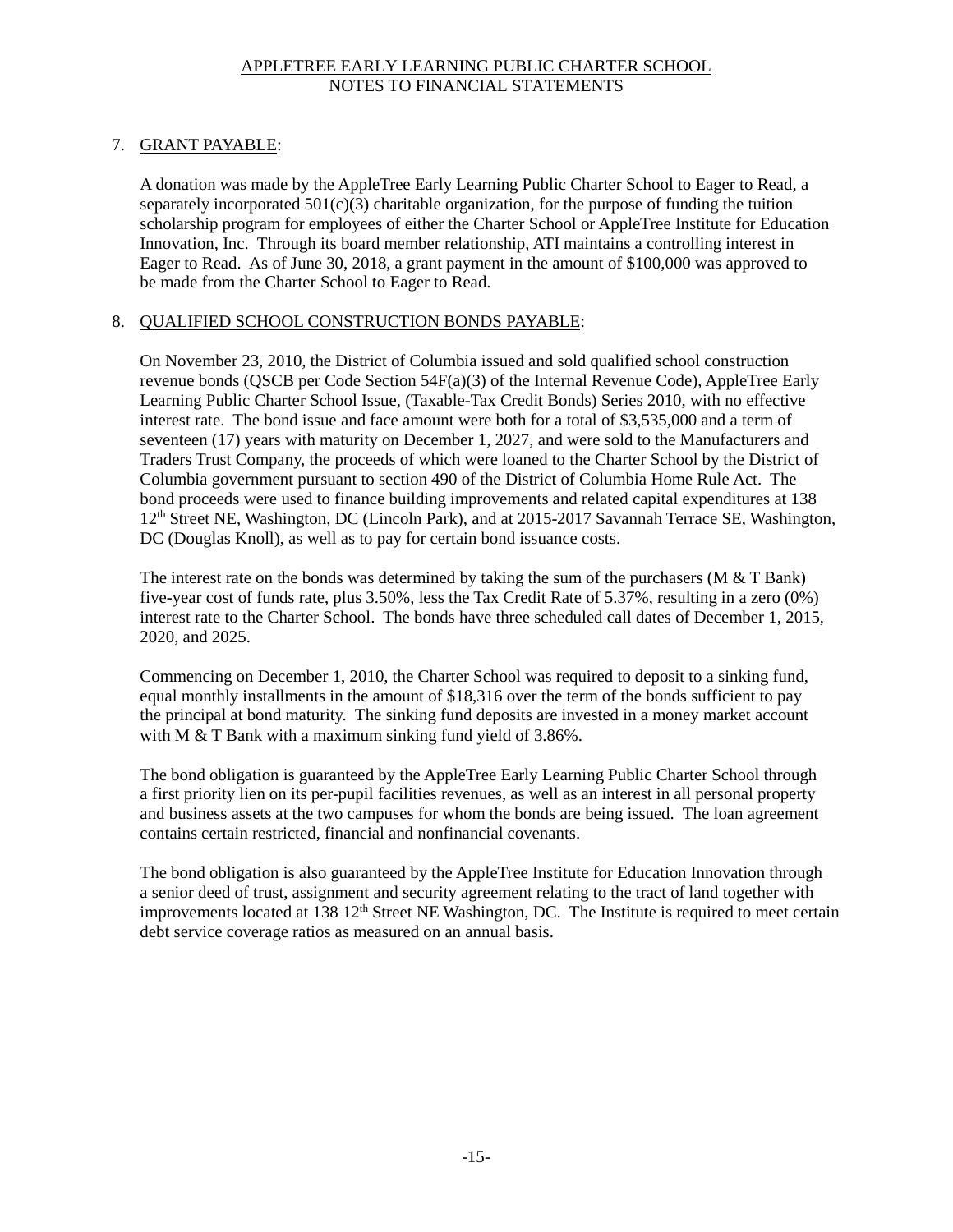# APPLETREE EARLY LEARNING PUBLIC CHARTER SCHOOL
## NOTES TO FINANCIAL STATEMENTS

7. GRANT PAYABLE:

A donation was made by the AppleTree Early Learning Public Charter School to Eager to Read, a separately incorporated 501(c)(3) charitable organization, for the purpose of funding the tuition scholarship program for employees of either the Charter School or AppleTree Institute for Education Innovation, Inc. Through its board member relationship, ATI maintains a controlling interest in Eager to Read. As of June 30, 2018, a grant payment in the amount of \$100,000 was approved to be made from the Charter School to Eager to Read.

8. QUALIFIED SCHOOL CONSTRUCTION BONDS PAYABLE:

On November 23, 2010, the District of Columbia issued and sold qualified school construction revenue bonds (QSCB per Code Section 54F(a)(3) of the Internal Revenue Code), AppleTree Early Learning Public Charter School Issue, (Taxable-Tax Credit Bonds) Series 2010, with no effective interest rate. The bond issue and face amount were both for a total of \$3,535,000 and a term of seventeen (17) years with maturity on December 1, 2027, and were sold to the Manufacturers and Traders Trust Company, the proceeds of which were loaned to the Charter School by the District of Columbia government pursuant to section 490 of the District of Columbia Home Rule Act. The bond proceeds were used to finance building improvements and related capital expenditures at 138 12th Street NE, Washington, DC (Lincoln Park), and at 2015-2017 Savannah Terrace SE, Washington, DC (Douglas Knoll), as well as to pay for certain bond issuance costs.

The interest rate on the bonds was determined by taking the sum of the purchasers (M & T Bank) five-year cost of funds rate, plus 3.50%, less the Tax Credit Rate of 5.37%, resulting in a zero (0%) interest rate to the Charter School. The bonds have three scheduled call dates of December 1, 2015, 2020, and 2025.

Commencing on December 1, 2010, the Charter School was required to deposit to a sinking fund, equal monthly installments in the amount of \$18,316 over the term of the bonds sufficient to pay the principal at bond maturity. The sinking fund deposits are invested in a money market account with M & T Bank with a maximum sinking fund yield of 3.86%.

The bond obligation is guaranteed by the AppleTree Early Learning Public Charter School through a first priority lien on its per-pupil facilities revenues, as well as an interest in all personal property and business assets at the two campuses for whom the bonds are being issued. The loan agreement contains certain restricted, financial and nonfinancial covenants.

The bond obligation is also guaranteed by the AppleTree Institute for Education Innovation through a senior deed of trust, assignment and security agreement relating to the tract of land together with improvements located at 138 12th Street NE Washington, DC. The Institute is required to meet certain debt service coverage ratios as measured on an annual basis.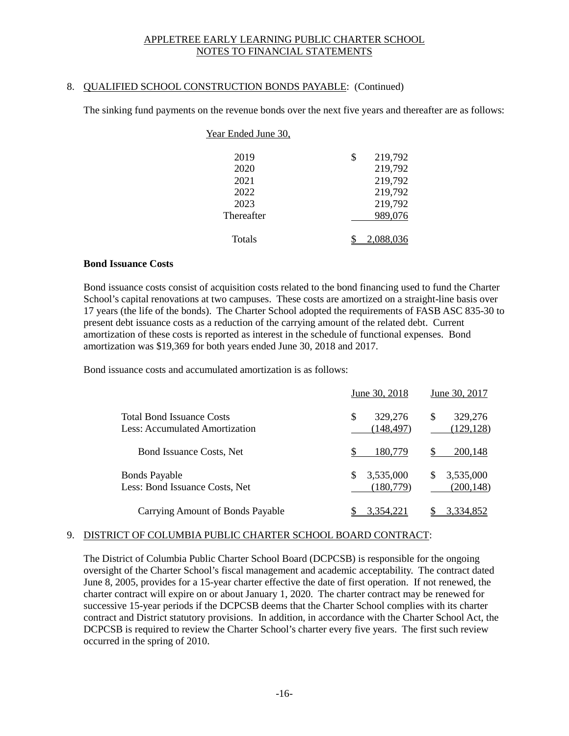# APPLETREE EARLY LEARNING PUBLIC CHARTER SCHOOL
## NOTES TO FINANCIAL STATEMENTS

8. QUALIFIED SCHOOL CONSTRUCTION BONDS PAYABLE: (Continued)

The sinking fund payments on the revenue bonds over the next five years and thereafter are as follows:

| Year Ended June 30, | |
|---|---|
| 2019 | $ 219,792 |
| 2020 | 219,792 |
| 2021 | 219,792 |
| 2022 | 219,792 |
| 2023 | 219,792 |
| Thereafter | 989,076 |
| Totals | $ 2,088,036 |

**Bond Issuance Costs**

Bond issuance costs consist of acquisition costs related to the bond financing used to fund the Charter School's capital renovations at two campuses. These costs are amortized on a straight-line basis over 17 years (the life of the bonds). The Charter School adopted the requirements of FASB ASC 835-30 to present debt issuance costs as a reduction of the carrying amount of the related debt. Current amortization of these costs is reported as interest in the schedule of functional expenses. Bond amortization was $19,369 for both years ended June 30, 2018 and 2017.

Bond issuance costs and accumulated amortization is as follows:

| | June 30, 2018 | June 30, 2017 |
|---|---|---|
| Total Bond Issuance Costs | $ 329,276 | $ 329,276 |
| Less: Accumulated Amortization | (148,497) | (129,128) |
| Bond Issuance Costs, Net | $ 180,779 | $ 200,148 |
| Bonds Payable | $ 3,535,000 | $ 3,535,000 |
| Less: Bond Issuance Costs, Net | (180,779) | (200,148) |
| Carrying Amount of Bonds Payable | $ 3,354,221 | $ 3,334,852 |

9. DISTRICT OF COLUMBIA PUBLIC CHARTER SCHOOL BOARD CONTRACT:

The District of Columbia Public Charter School Board (DCPCSB) is responsible for the ongoing oversight of the Charter School's fiscal management and academic acceptability. The contract dated June 8, 2005, provides for a 15-year charter effective the date of first operation. If not renewed, the charter contract will expire on or about January 1, 2020. The charter contract may be renewed for successive 15-year periods if the DCPCSB deems that the Charter School complies with its charter contract and District statutory provisions. In addition, in accordance with the Charter School Act, the DCPCSB is required to review the Charter School's charter every five years. The first such review occurred in the spring of 2010.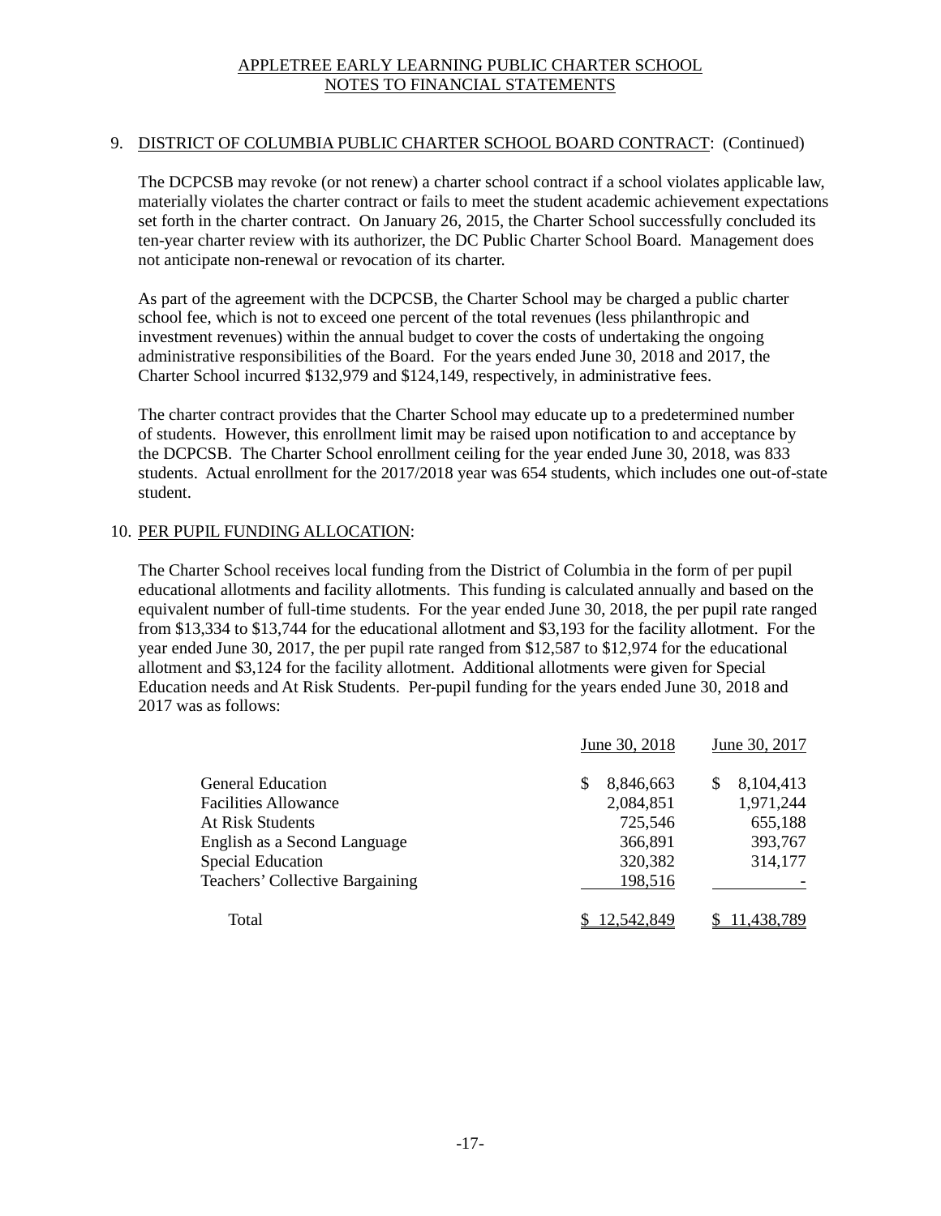APPLETREE EARLY LEARNING PUBLIC CHARTER SCHOOL
NOTES TO FINANCIAL STATEMENTS

9. DISTRICT OF COLUMBIA PUBLIC CHARTER SCHOOL BOARD CONTRACT: (Continued)

The DCPCSB may revoke (or not renew) a charter school contract if a school violates applicable law, materially violates the charter contract or fails to meet the student academic achievement expectations set forth in the charter contract. On January 26, 2015, the Charter School successfully concluded its ten-year charter review with its authorizer, the DC Public Charter School Board. Management does not anticipate non-renewal or revocation of its charter.

As part of the agreement with the DCPCSB, the Charter School may be charged a public charter school fee, which is not to exceed one percent of the total revenues (less philanthropic and investment revenues) within the annual budget to cover the costs of undertaking the ongoing administrative responsibilities of the Board. For the years ended June 30, 2018 and 2017, the Charter School incurred $132,979 and $124,149, respectively, in administrative fees.

The charter contract provides that the Charter School may educate up to a predetermined number of students. However, this enrollment limit may be raised upon notification to and acceptance by the DCPCSB. The Charter School enrollment ceiling for the year ended June 30, 2018, was 833 students. Actual enrollment for the 2017/2018 year was 654 students, which includes one out-of-state student.

10. PER PUPIL FUNDING ALLOCATION:

The Charter School receives local funding from the District of Columbia in the form of per pupil educational allotments and facility allotments. This funding is calculated annually and based on the equivalent number of full-time students. For the year ended June 30, 2018, the per pupil rate ranged from $13,334 to $13,744 for the educational allotment and $3,193 for the facility allotment. For the year ended June 30, 2017, the per pupil rate ranged from $12,587 to $12,974 for the educational allotment and $3,124 for the facility allotment. Additional allotments were given for Special Education needs and At Risk Students. Per-pupil funding for the years ended June 30, 2018 and 2017 was as follows:

| | June 30, 2018 | June 30, 2017 |
|---|---|---|
| General Education | $ 8,846,663 | $ 8,104,413 |
| Facilities Allowance | 2,084,851 | 1,971,244 |
| At Risk Students | 725,546 | 655,188 |
| English as a Second Language | 366,891 | 393,767 |
| Special Education | 320,382 | 314,177 |
| Teachers' Collective Bargaining | 198,516 | - |
| Total | $ 12,542,849 | $ 11,438,789 |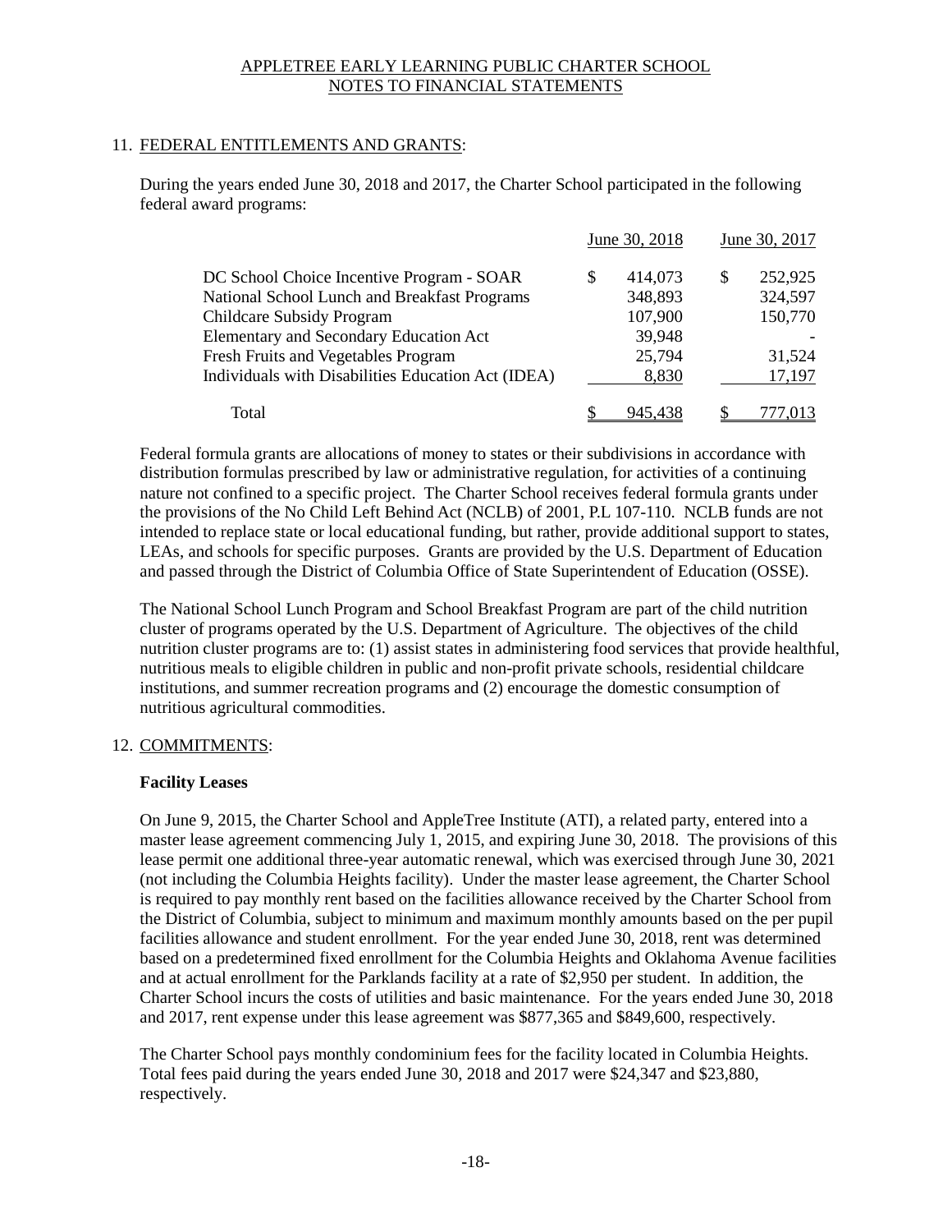## 11. FEDERAL ENTITLEMENTS AND GRANTS:

During the years ended June 30, 2018 and 2017, the Charter School participated in the following federal award programs:

| | June 30, 2018 | June 30, 2017 |
|---|---|---|
| DC School Choice Incentive Program - SOAR | $ 414,073 | $ 252,925 |
| National School Lunch and Breakfast Programs | 348,893 | 324,597 |
| Childcare Subsidy Program | 107,900 | 150,770 |
| Elementary and Secondary Education Act | 39,948 | - |
| Fresh Fruits and Vegetables Program | 25,794 | 31,524 |
| Individuals with Disabilities Education Act (IDEA) | 8,830 | 17,197 |
| Total | $ 945,438 | $ 777,013 |

Federal formula grants are allocations of money to states or their subdivisions in accordance with distribution formulas prescribed by law or administrative regulation, for activities of a continuing nature not confined to a specific project. The Charter School receives federal formula grants under the provisions of the No Child Left Behind Act (NCLB) of 2001, P.L 107-110. NCLB funds are not intended to replace state or local educational funding, but rather, provide additional support to states, LEAs, and schools for specific purposes. Grants are provided by the U.S. Department of Education and passed through the District of Columbia Office of State Superintendent of Education (OSSE).

The National School Lunch Program and School Breakfast Program are part of the child nutrition cluster of programs operated by the U.S. Department of Agriculture. The objectives of the child nutrition cluster programs are to: (1) assist states in administering food services that provide healthful, nutritious meals to eligible children in public and non-profit private schools, residential childcare institutions, and summer recreation programs and (2) encourage the domestic consumption of nutritious agricultural commodities.

## 12. COMMITMENTS:

**Facility Leases**

On June 9, 2015, the Charter School and AppleTree Institute (ATI), a related party, entered into a master lease agreement commencing July 1, 2015, and expiring June 30, 2018. The provisions of this lease permit one additional three-year automatic renewal, which was exercised through June 30, 2021 (not including the Columbia Heights facility). Under the master lease agreement, the Charter School is required to pay monthly rent based on the facilities allowance received by the Charter School from the District of Columbia, subject to minimum and maximum monthly amounts based on the per pupil facilities allowance and student enrollment. For the year ended June 30, 2018, rent was determined based on a predetermined fixed enrollment for the Columbia Heights and Oklahoma Avenue facilities and at actual enrollment for the Parklands facility at a rate of $2,950 per student. In addition, the Charter School incurs the costs of utilities and basic maintenance. For the years ended June 30, 2018 and 2017, rent expense under this lease agreement was $877,365 and $849,600, respectively.

The Charter School pays monthly condominium fees for the facility located in Columbia Heights. Total fees paid during the years ended June 30, 2018 and 2017 were $24,347 and $23,880, respectively.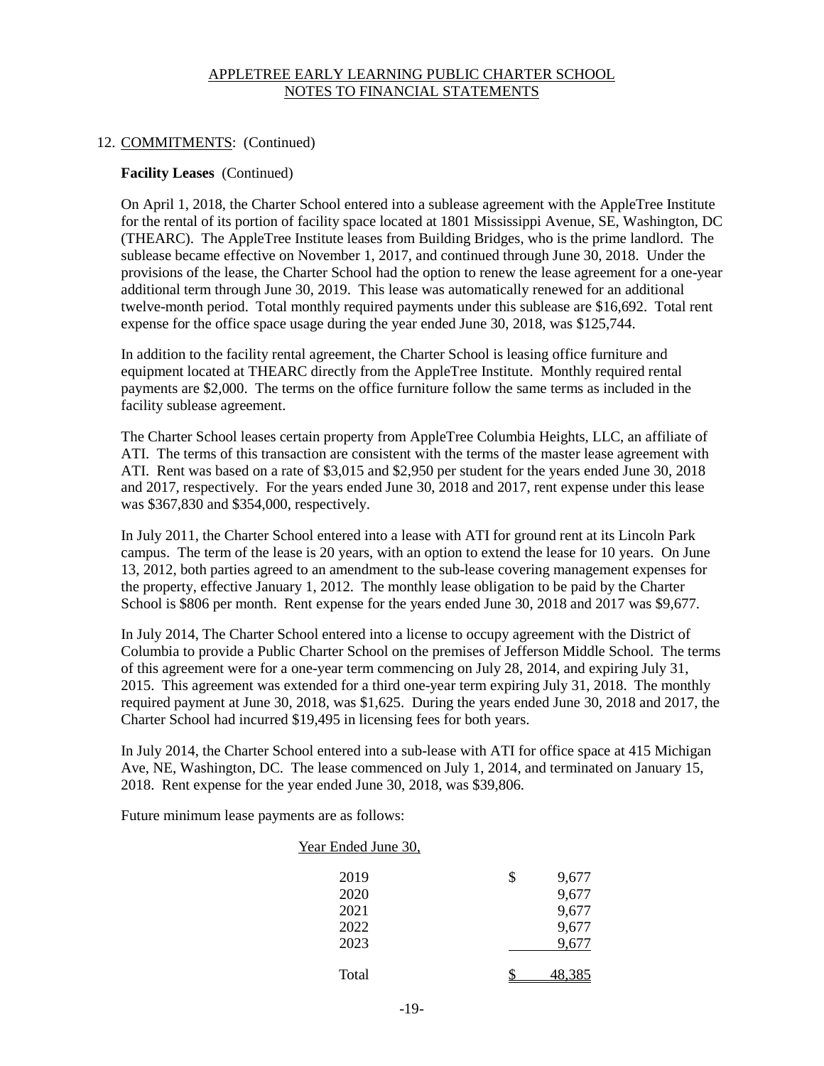APPLETREE EARLY LEARNING PUBLIC CHARTER SCHOOL
NOTES TO FINANCIAL STATEMENTS

12. COMMITMENTS: (Continued)

**Facility Leases** (Continued)

On April 1, 2018, the Charter School entered into a sublease agreement with the AppleTree Institute for the rental of its portion of facility space located at 1801 Mississippi Avenue, SE, Washington, DC (THEARC). The AppleTree Institute leases from Building Bridges, who is the prime landlord. The sublease became effective on November 1, 2017, and continued through June 30, 2018. Under the provisions of the lease, the Charter School had the option to renew the lease agreement for a one-year additional term through June 30, 2019. This lease was automatically renewed for an additional twelve-month period. Total monthly required payments under this sublease are $16,692. Total rent expense for the office space usage during the year ended June 30, 2018, was $125,744.

In addition to the facility rental agreement, the Charter School is leasing office furniture and equipment located at THEARC directly from the AppleTree Institute. Monthly required rental payments are $2,000. The terms on the office furniture follow the same terms as included in the facility sublease agreement.

The Charter School leases certain property from AppleTree Columbia Heights, LLC, an affiliate of ATI. The terms of this transaction are consistent with the terms of the master lease agreement with ATI. Rent was based on a rate of $3,015 and $2,950 per student for the years ended June 30, 2018 and 2017, respectively. For the years ended June 30, 2018 and 2017, rent expense under this lease was $367,830 and $354,000, respectively.

In July 2011, the Charter School entered into a lease with ATI for ground rent at its Lincoln Park campus. The term of the lease is 20 years, with an option to extend the lease for 10 years. On June 13, 2012, both parties agreed to an amendment to the sub-lease covering management expenses for the property, effective January 1, 2012. The monthly lease obligation to be paid by the Charter School is $806 per month. Rent expense for the years ended June 30, 2018 and 2017 was $9,677.

In July 2014, The Charter School entered into a license to occupy agreement with the District of Columbia to provide a Public Charter School on the premises of Jefferson Middle School. The terms of this agreement were for a one-year term commencing on July 28, 2014, and expiring July 31, 2015. This agreement was extended for a third one-year term expiring July 31, 2018. The monthly required payment at June 30, 2018, was $1,625. During the years ended June 30, 2018 and 2017, the Charter School had incurred $19,495 in licensing fees for both years.

In July 2014, the Charter School entered into a sub-lease with ATI for office space at 415 Michigan Ave, NE, Washington, DC. The lease commenced on July 1, 2014, and terminated on January 15, 2018. Rent expense for the year ended June 30, 2018, was $39,806.

Future minimum lease payments are as follows:

| Year Ended June 30, | |
|---|---|
| 2019 | $ 9,677 |
| 2020 | 9,677 |
| 2021 | 9,677 |
| 2022 | 9,677 |
| 2023 | 9,677 |
| Total | $ 48,385 |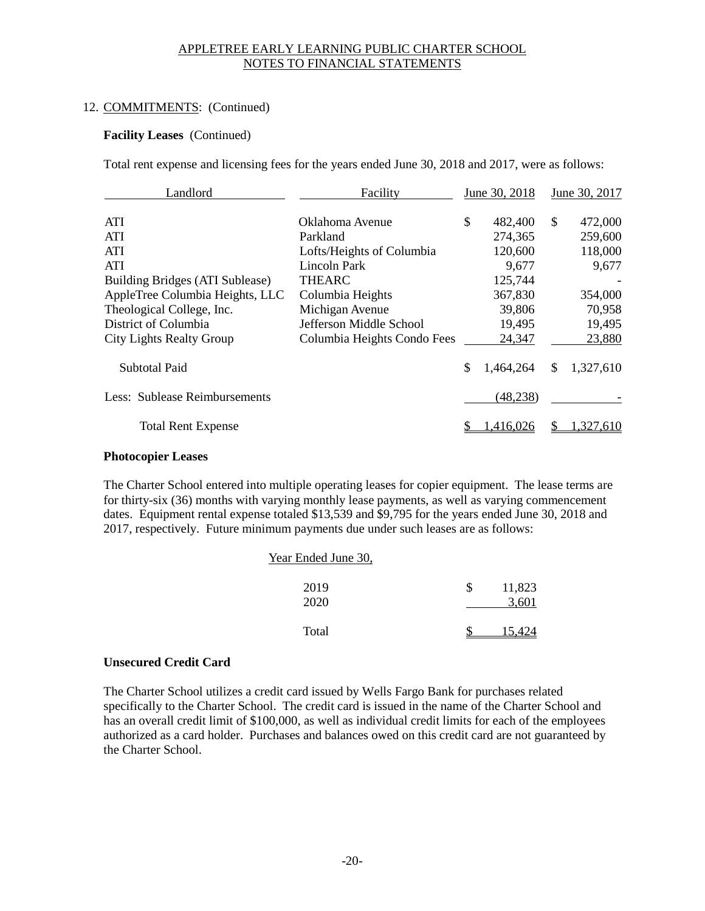## 12. COMMITMENTS: (Continued)

### Facility Leases (Continued)

Total rent expense and licensing fees for the years ended June 30, 2018 and 2017, were as follows:

| Landlord | Facility | June 30, 2018 | June 30, 2017 |
|---|---|---|---|
| ATI | Oklahoma Avenue | $ 482,400 | $ 472,000 |
| ATI | Parkland | 274,365 | 259,600 |
| ATI | Lofts/Heights of Columbia | 120,600 | 118,000 |
| ATI | Lincoln Park | 9,677 | 9,677 |
| Building Bridges (ATI Sublease) | THEARC | 125,744 | - |
| AppleTree Columbia Heights, LLC | Columbia Heights | 367,830 | 354,000 |
| Theological College, Inc. | Michigan Avenue | 39,806 | 70,958 |
| District of Columbia | Jefferson Middle School | 19,495 | 19,495 |
| City Lights Realty Group | Columbia Heights Condo Fees | 24,347 | 23,880 |
| Subtotal Paid | | $ 1,464,264 | $ 1,327,610 |
| Less: Sublease Reimbursements | | (48,238) | - |
| Total Rent Expense | | $ 1,416,026 | $ 1,327,610 |

### Photocopier Leases

The Charter School entered into multiple operating leases for copier equipment. The lease terms are for thirty-six (36) months with varying monthly lease payments, as well as varying commencement dates. Equipment rental expense totaled $13,539 and $9,795 for the years ended June 30, 2018 and 2017, respectively. Future minimum payments due under such leases are as follows:

| Year Ended June 30, | |
|---|---|
| 2019 | $ 11,823 |
| 2020 | 3,601 |
| Total | $ 15,424 |

### Unsecured Credit Card

The Charter School utilizes a credit card issued by Wells Fargo Bank for purchases related specifically to the Charter School. The credit card is issued in the name of the Charter School and has an overall credit limit of $100,000, as well as individual credit limits for each of the employees authorized as a card holder. Purchases and balances owed on this credit card are not guaranteed by the Charter School.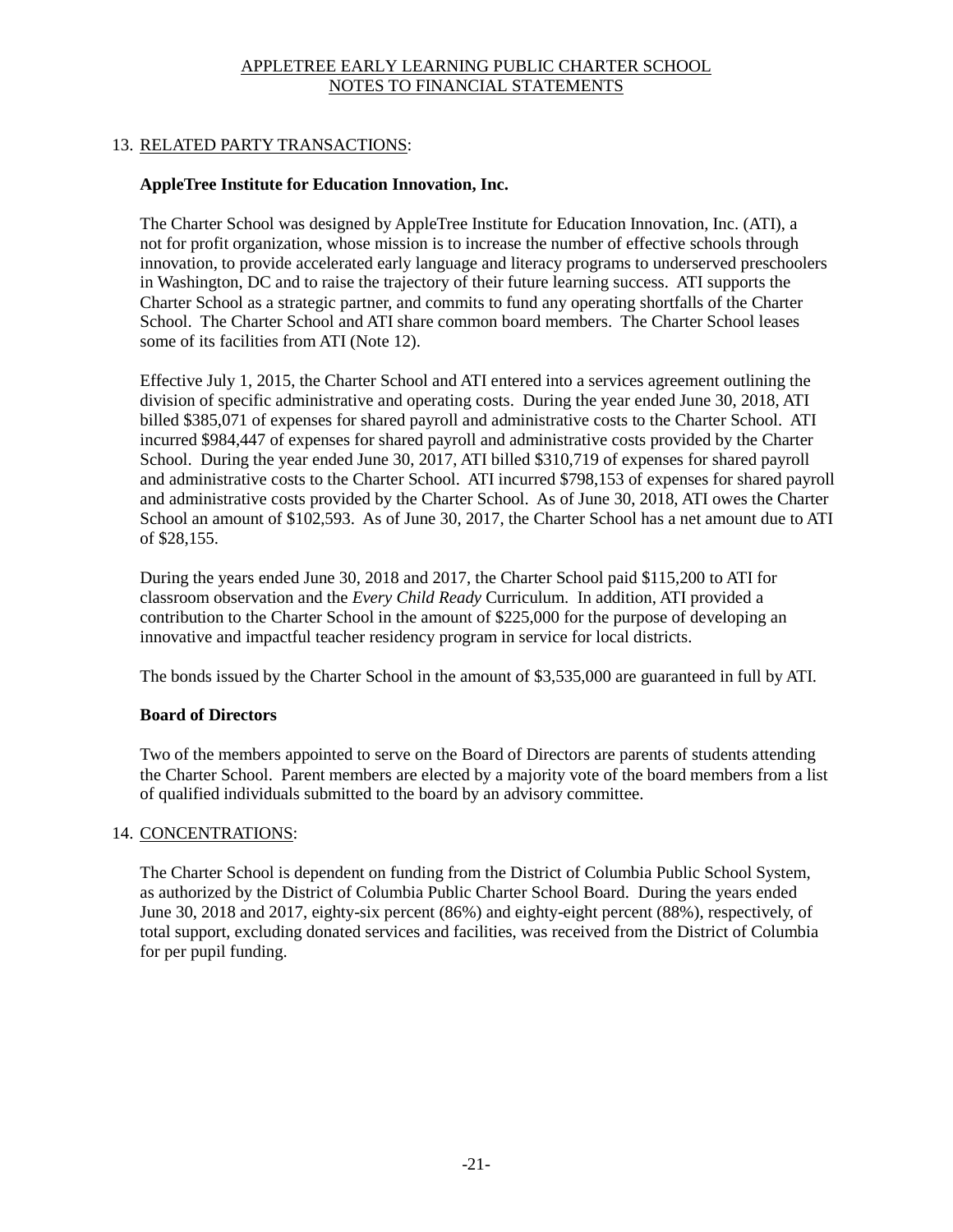# APPLETREE EARLY LEARNING PUBLIC CHARTER SCHOOL
## NOTES TO FINANCIAL STATEMENTS

## 13. RELATED PARTY TRANSACTIONS:

**AppleTree Institute for Education Innovation, Inc.**

The Charter School was designed by AppleTree Institute for Education Innovation, Inc. (ATI), a not for profit organization, whose mission is to increase the number of effective schools through innovation, to provide accelerated early language and literacy programs to underserved preschoolers in Washington, DC and to raise the trajectory of their future learning success. ATI supports the Charter School as a strategic partner, and commits to fund any operating shortfalls of the Charter School. The Charter School and ATI share common board members. The Charter School leases some of its facilities from ATI (Note 12).

Effective July 1, 2015, the Charter School and ATI entered into a services agreement outlining the division of specific administrative and operating costs. During the year ended June 30, 2018, ATI billed $385,071 of expenses for shared payroll and administrative costs to the Charter School. ATI incurred $984,447 of expenses for shared payroll and administrative costs provided by the Charter School. During the year ended June 30, 2017, ATI billed $310,719 of expenses for shared payroll and administrative costs to the Charter School. ATI incurred $798,153 of expenses for shared payroll and administrative costs provided by the Charter School. As of June 30, 2018, ATI owes the Charter School an amount of $102,593. As of June 30, 2017, the Charter School has a net amount due to ATI of $28,155.

During the years ended June 30, 2018 and 2017, the Charter School paid $115,200 to ATI for classroom observation and the *Every Child Ready* Curriculum. In addition, ATI provided a contribution to the Charter School in the amount of $225,000 for the purpose of developing an innovative and impactful teacher residency program in service for local districts.

The bonds issued by the Charter School in the amount of $3,535,000 are guaranteed in full by ATI.

**Board of Directors**

Two of the members appointed to serve on the Board of Directors are parents of students attending the Charter School. Parent members are elected by a majority vote of the board members from a list of qualified individuals submitted to the board by an advisory committee.

## 14. CONCENTRATIONS:

The Charter School is dependent on funding from the District of Columbia Public School System, as authorized by the District of Columbia Public Charter School Board. During the years ended June 30, 2018 and 2017, eighty-six percent (86%) and eighty-eight percent (88%), respectively, of total support, excluding donated services and facilities, was received from the District of Columbia for per pupil funding.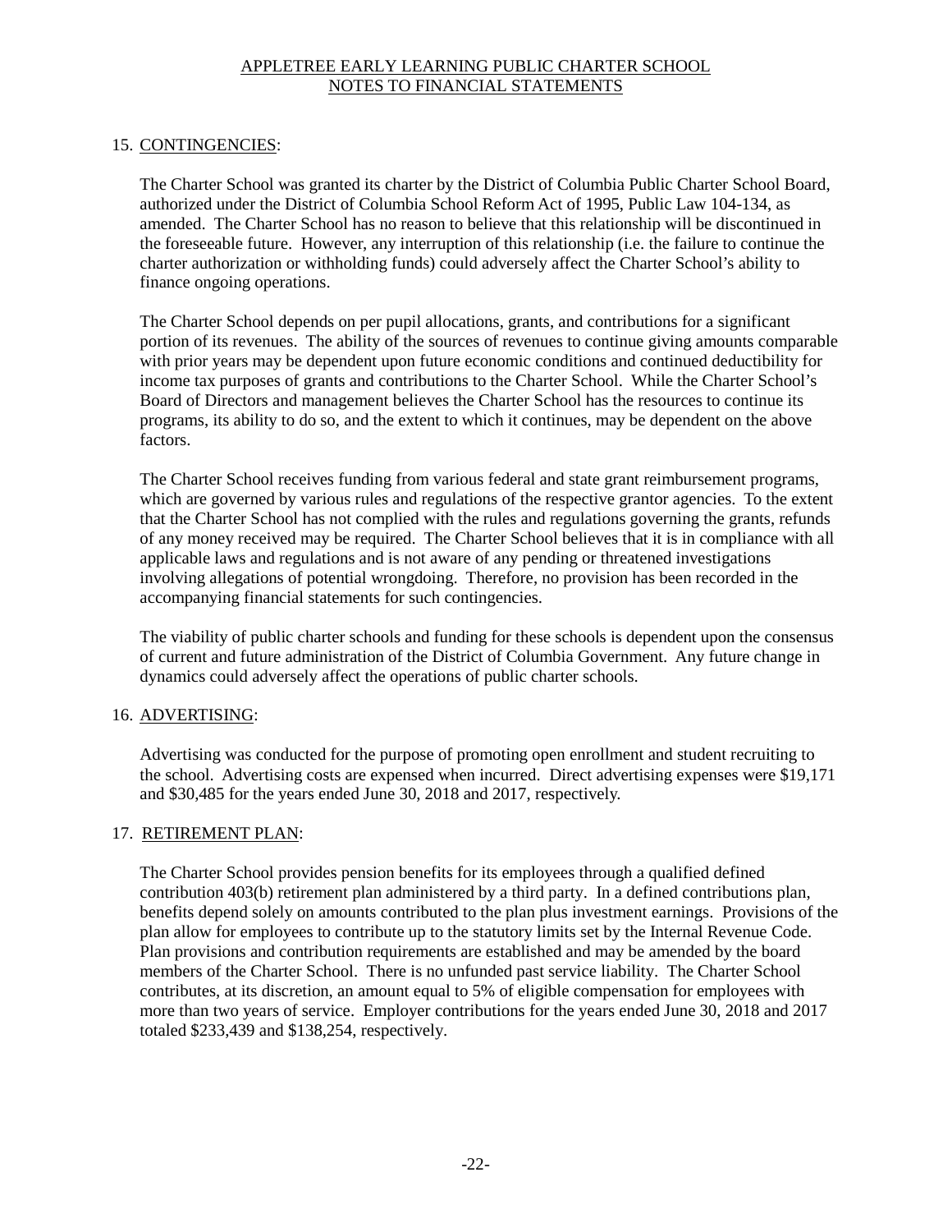## 15. CONTINGENCIES:

The Charter School was granted its charter by the District of Columbia Public Charter School Board, authorized under the District of Columbia School Reform Act of 1995, Public Law 104-134, as amended. The Charter School has no reason to believe that this relationship will be discontinued in the foreseeable future. However, any interruption of this relationship (i.e. the failure to continue the charter authorization or withholding funds) could adversely affect the Charter School's ability to finance ongoing operations.

The Charter School depends on per pupil allocations, grants, and contributions for a significant portion of its revenues. The ability of the sources of revenues to continue giving amounts comparable with prior years may be dependent upon future economic conditions and continued deductibility for income tax purposes of grants and contributions to the Charter School. While the Charter School's Board of Directors and management believes the Charter School has the resources to continue its programs, its ability to do so, and the extent to which it continues, may be dependent on the above factors.

The Charter School receives funding from various federal and state grant reimbursement programs, which are governed by various rules and regulations of the respective grantor agencies. To the extent that the Charter School has not complied with the rules and regulations governing the grants, refunds of any money received may be required. The Charter School believes that it is in compliance with all applicable laws and regulations and is not aware of any pending or threatened investigations involving allegations of potential wrongdoing. Therefore, no provision has been recorded in the accompanying financial statements for such contingencies.

The viability of public charter schools and funding for these schools is dependent upon the consensus of current and future administration of the District of Columbia Government. Any future change in dynamics could adversely affect the operations of public charter schools.

## 16. ADVERTISING:

Advertising was conducted for the purpose of promoting open enrollment and student recruiting to the school. Advertising costs are expensed when incurred. Direct advertising expenses were $19,171 and $30,485 for the years ended June 30, 2018 and 2017, respectively.

## 17. RETIREMENT PLAN:

The Charter School provides pension benefits for its employees through a qualified defined contribution 403(b) retirement plan administered by a third party. In a defined contributions plan, benefits depend solely on amounts contributed to the plan plus investment earnings. Provisions of the plan allow for employees to contribute up to the statutory limits set by the Internal Revenue Code. Plan provisions and contribution requirements are established and may be amended by the board members of the Charter School. There is no unfunded past service liability. The Charter School contributes, at its discretion, an amount equal to 5% of eligible compensation for employees with more than two years of service. Employer contributions for the years ended June 30, 2018 and 2017 totaled $233,439 and $138,254, respectively.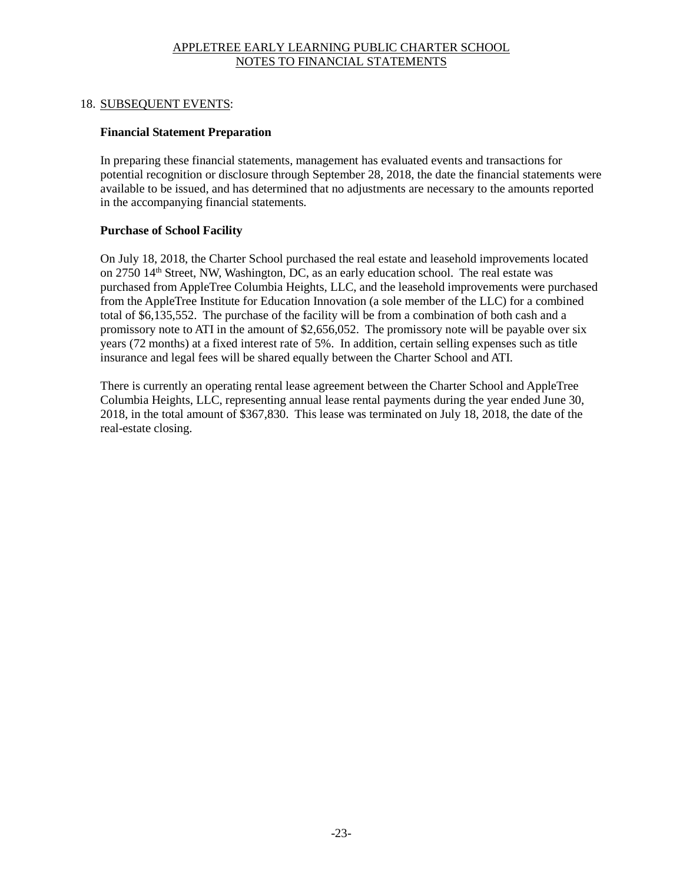## 18. SUBSEQUENT EVENTS:

### Financial Statement Preparation

In preparing these financial statements, management has evaluated events and transactions for potential recognition or disclosure through September 28, 2018, the date the financial statements were available to be issued, and has determined that no adjustments are necessary to the amounts reported in the accompanying financial statements.

### Purchase of School Facility

On July 18, 2018, the Charter School purchased the real estate and leasehold improvements located on 2750 14th Street, NW, Washington, DC, as an early education school. The real estate was purchased from AppleTree Columbia Heights, LLC, and the leasehold improvements were purchased from the AppleTree Institute for Education Innovation (a sole member of the LLC) for a combined total of $6,135,552. The purchase of the facility will be from a combination of both cash and a promissory note to ATI in the amount of $2,656,052. The promissory note will be payable over six years (72 months) at a fixed interest rate of 5%. In addition, certain selling expenses such as title insurance and legal fees will be shared equally between the Charter School and ATI.

There is currently an operating rental lease agreement between the Charter School and AppleTree Columbia Heights, LLC, representing annual lease rental payments during the year ended June 30, 2018, in the total amount of $367,830. This lease was terminated on July 18, 2018, the date of the real-estate closing.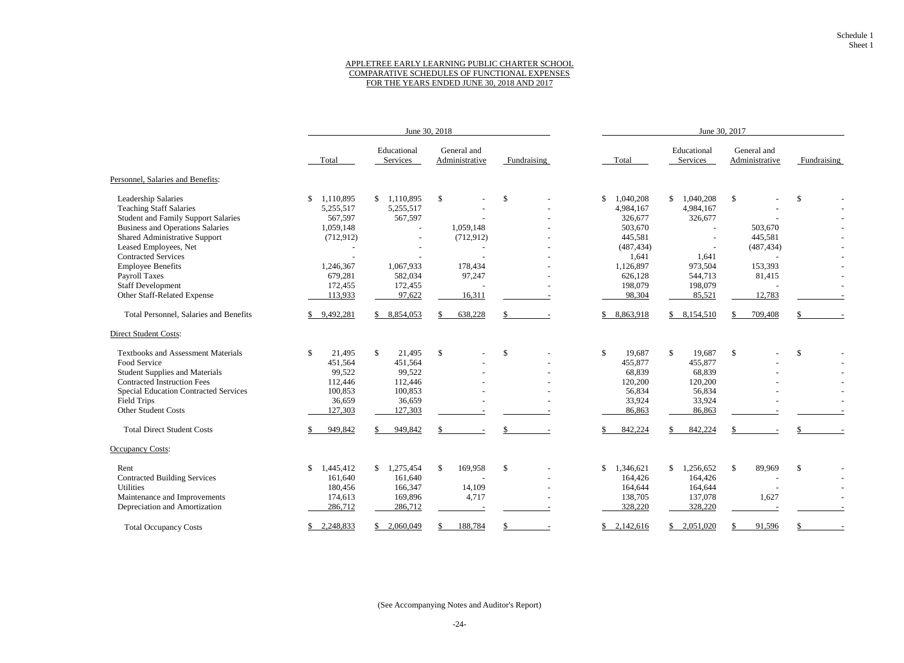Schedule 1
Sheet 1

# APPLETREE EARLY LEARNING PUBLIC CHARTER SCHOOL
## COMPARATIVE SCHEDULES OF FUNCTIONAL EXPENSES
## FOR THE YEARS ENDED JUNE 30, 2018 AND 2017

| | June 30, 2018 | | | | June 30, 2017 | | | |
|---|---|---|---|---|---|---|---|---|
| | Total | Educational Services | General and Administrative | Fundraising | Total | Educational Services | General and Administrative | Fundraising |
| **Personnel, Salaries and Benefits:** | | | | | | | | |
| Leadership Salaries | $ 1,110,895 | $ 1,110,895 | $ - | $ - | $ 1,040,208 | $ 1,040,208 | $ - | $ - |
| Teaching Staff Salaries | 5,255,517 | 5,255,517 | - | - | 4,984,167 | 4,984,167 | - | - |
| Student and Family Support Salaries | 567,597 | 567,597 | - | - | 326,677 | 326,677 | - | - |
| Business and Operations Salaries | 1,059,148 | - | 1,059,148 | - | 503,670 | - | 503,670 | - |
| Shared Administrative Support | (712,912) | - | (712,912) | - | 445,581 | - | 445,581 | - |
| Leased Employees, Net | - | - | - | - | (487,434) | - | (487,434) | - |
| Contracted Services | - | - | - | - | 1,641 | 1,641 | - | - |
| Employee Benefits | 1,246,367 | 1,067,933 | 178,434 | - | 1,126,897 | 973,504 | 153,393 | - |
| Payroll Taxes | 679,281 | 582,034 | 97,247 | - | 626,128 | 544,713 | 81,415 | - |
| Staff Development | 172,455 | 172,455 | - | - | 198,079 | 198,079 | - | - |
| Other Staff-Related Expense | 113,933 | 97,622 | 16,311 | - | 98,304 | 85,521 | 12,783 | - |
| Total Personnel, Salaries and Benefits | $ 9,492,281 | $ 8,854,053 | $ 638,228 | $ - | $ 8,863,918 | $ 8,154,510 | $ 709,408 | $ - |
| **Direct Student Costs:** | | | | | | | | |
| Textbooks and Assessment Materials | $ 21,495 | $ 21,495 | $ - | $ - | $ 19,687 | $ 19,687 | $ - | $ - |
| Food Service | 451,564 | 451,564 | - | - | 455,877 | 455,877 | - | - |
| Student Supplies and Materials | 99,522 | 99,522 | - | - | 68,839 | 68,839 | - | - |
| Contracted Instruction Fees | 112,446 | 112,446 | - | - | 120,200 | 120,200 | - | - |
| Special Education Contracted Services | 100,853 | 100,853 | - | - | 56,834 | 56,834 | - | - |
| Field Trips | 36,659 | 36,659 | - | - | 33,924 | 33,924 | - | - |
| Other Student Costs | 127,303 | 127,303 | - | - | 86,863 | 86,863 | - | - |
| Total Direct Student Costs | $ 949,842 | $ 949,842 | $ - | $ - | $ 842,224 | $ 842,224 | $ - | $ - |
| **Occupancy Costs:** | | | | | | | | |
| Rent | $ 1,445,412 | $ 1,275,454 | $ 169,958 | $ - | $ 1,346,621 | $ 1,256,652 | $ 89,969 | $ - |
| Contracted Building Services | 161,640 | 161,640 | - | - | 164,426 | 164,426 | - | - |
| Utilities | 180,456 | 166,347 | 14,109 | - | 164,644 | 164,644 | - | - |
| Maintenance and Improvements | 174,613 | 169,896 | 4,717 | - | 138,705 | 137,078 | 1,627 | - |
| Depreciation and Amortization | 286,712 | 286,712 | - | - | 328,220 | 328,220 | - | - |
| Total Occupancy Costs | $ 2,248,833 | $ 2,060,049 | $ 188,784 | $ - | $ 2,142,616 | $ 2,051,020 | $ 91,596 | $ - |

(See Accompanying Notes and Auditor's Report)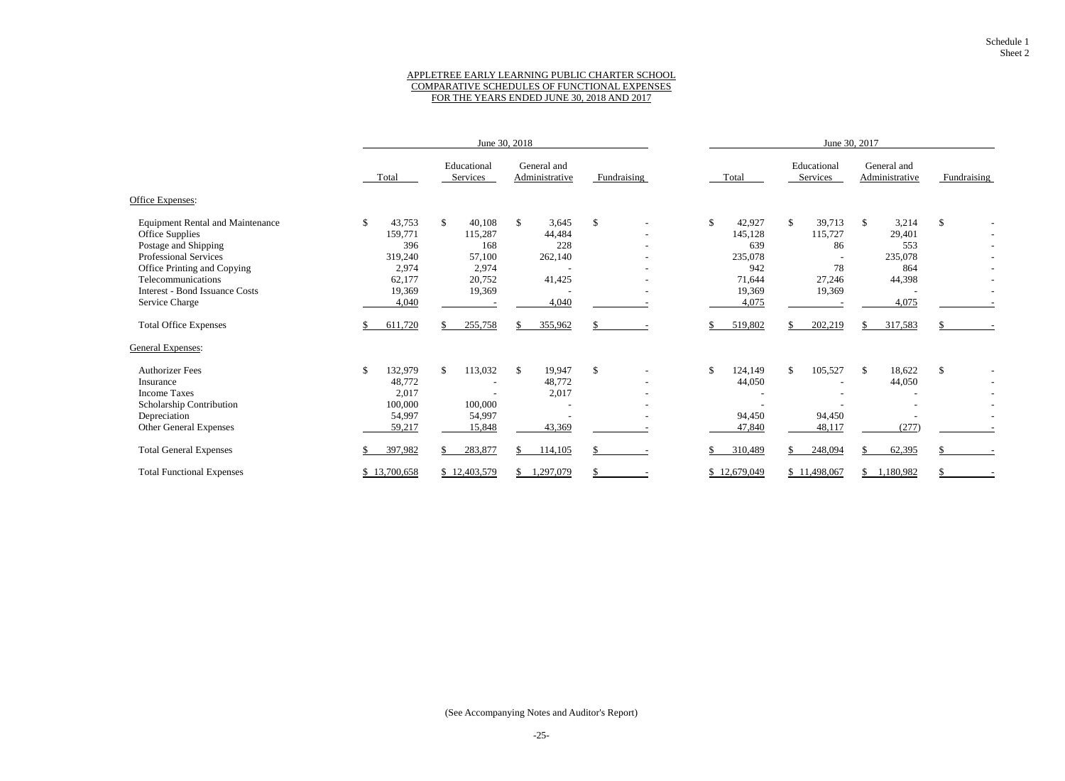Schedule 1
Sheet 2

# APPLETREE EARLY LEARNING PUBLIC CHARTER SCHOOL
## COMPARATIVE SCHEDULES OF FUNCTIONAL EXPENSES
## FOR THE YEARS ENDED JUNE 30, 2018 AND 2017

| | June 30, 2018 | | | | June 30, 2017 | | | |
|---|---|---|---|---|---|---|---|---|
| | Total | Educational Services | General and Administrative | Fundraising | Total | Educational Services | General and Administrative | Fundraising |
| Office Expenses: | | | | | | | | |
| Equipment Rental and Maintenance | $ 43,753 | $ 40,108 | $ 3,645 | $ - | $ 42,927 | $ 39,713 | $ 3,214 | $ - |
| Office Supplies | 159,771 | 115,287 | 44,484 | - | 145,128 | 115,727 | 29,401 | - |
| Postage and Shipping | 396 | 168 | 228 | - | 639 | 86 | 553 | - |
| Professional Services | 319,240 | 57,100 | 262,140 | - | 235,078 | - | 235,078 | - |
| Office Printing and Copying | 2,974 | 2,974 | - | - | 942 | 78 | 864 | - |
| Telecommunications | 62,177 | 20,752 | 41,425 | - | 71,644 | 27,246 | 44,398 | - |
| Interest - Bond Issuance Costs | 19,369 | 19,369 | - | - | 19,369 | 19,369 | - | - |
| Service Charge | 4,040 | - | 4,040 | - | 4,075 | - | 4,075 | - |
| Total Office Expenses | $ 611,720 | $ 255,758 | $ 355,962 | $ - | $ 519,802 | $ 202,219 | $ 317,583 | $ - |
| General Expenses: | | | | | | | | |
| Authorizer Fees | $ 132,979 | $ 113,032 | $ 19,947 | $ - | $ 124,149 | $ 105,527 | $ 18,622 | $ - |
| Insurance | 48,772 | - | 48,772 | - | 44,050 | - | 44,050 | - |
| Income Taxes | 2,017 | - | 2,017 | - | - | - | - | - |
| Scholarship Contribution | 100,000 | 100,000 | - | - | - | - | - | - |
| Depreciation | 54,997 | 54,997 | - | - | 94,450 | 94,450 | - | - |
| Other General Expenses | 59,217 | 15,848 | 43,369 | - | 47,840 | 48,117 | (277) | - |
| Total General Expenses | $ 397,982 | $ 283,877 | $ 114,105 | $ - | $ 310,489 | $ 248,094 | $ 62,395 | $ - |
| Total Functional Expenses | $ 13,700,658 | $ 12,403,579 | $ 1,297,079 | $ - | $ 12,679,049 | $ 11,498,067 | $ 1,180,982 | $ - |

(See Accompanying Notes and Auditor's Report)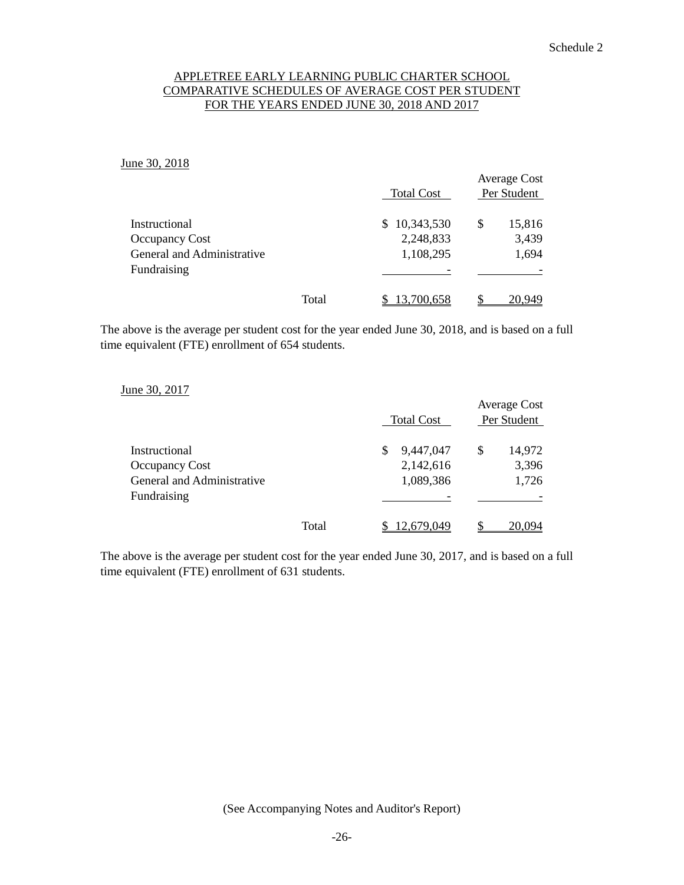Schedule 2

# APPLETREE EARLY LEARNING PUBLIC CHARTER SCHOOL
## COMPARATIVE SCHEDULES OF AVERAGE COST PER STUDENT
## FOR THE YEARS ENDED JUNE 30, 2018 AND 2017

June 30, 2018

| | Total Cost | Average Cost Per Student |
|---|---|---|
| Instructional | $ 10,343,530 | $ 15,816 |
| Occupancy Cost | 2,248,833 | 3,439 |
| General and Administrative | 1,108,295 | 1,694 |
| Fundraising | - | - |
| Total | $ 13,700,658 | $ 20,949 |

The above is the average per student cost for the year ended June 30, 2018, and is based on a full time equivalent (FTE) enrollment of 654 students.

June 30, 2017

| | Total Cost | Average Cost Per Student |
|---|---|---|
| Instructional | $ 9,447,047 | $ 14,972 |
| Occupancy Cost | 2,142,616 | 3,396 |
| General and Administrative | 1,089,386 | 1,726 |
| Fundraising | - | - |
| Total | $ 12,679,049 | $ 20,094 |

The above is the average per student cost for the year ended June 30, 2017, and is based on a full time equivalent (FTE) enrollment of 631 students.

(See Accompanying Notes and Auditor's Report)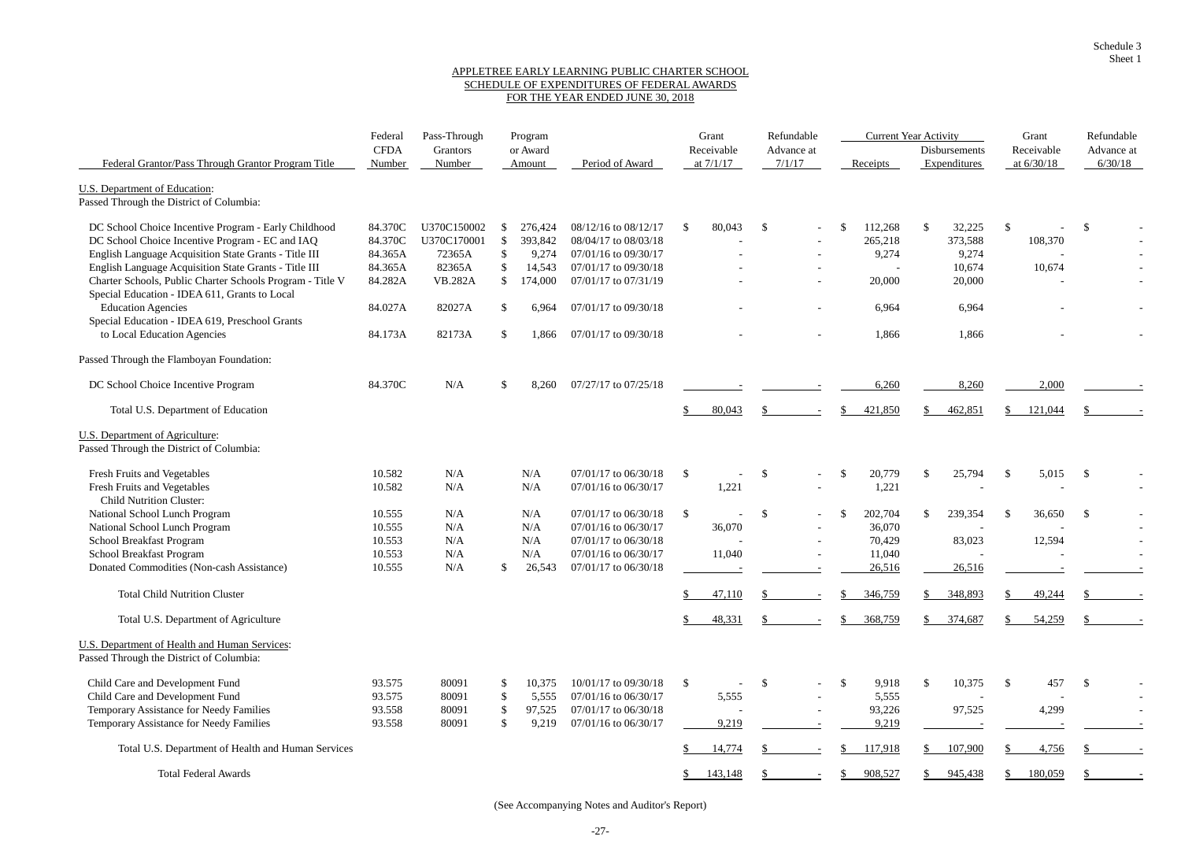Schedule 3
Sheet 1

APPLETREE EARLY LEARNING PUBLIC CHARTER SCHOOL
SCHEDULE OF EXPENDITURES OF FEDERAL AWARDS
FOR THE YEAR ENDED JUNE 30, 2018

| Federal Grantor/Pass Through Grantor Program Title | Federal CFDA Number | Pass-Through Grantors Number | Program or Award Amount | Period of Award | Grant Receivable at 7/1/17 | Refundable Advance at 7/1/17 | Current Year Activity Receipts | Current Year Activity Disbursements Expenditures | Grant Receivable at 6/30/18 | Refundable Advance at 6/30/18 |
|---|---|---|---|---|---|---|---|---|---|---|
| U.S. Department of Education: | | | | | | | | | | |
| Passed Through the District of Columbia: | | | | | | | | | | |
| DC School Choice Incentive Program - Early Childhood | 84.370C | U370C150002 | $ 276,424 | 08/12/16 to 08/12/17 | $ 80,043 | $ - | $ 112,268 | $ 32,225 | $ - | $ - |
| DC School Choice Incentive Program - EC and IAQ | 84.370C | U370C170001 | $ 393,842 | 08/04/17 to 08/03/18 | - | - | 265,218 | 373,588 | 108,370 | - |
| English Language Acquisition State Grants - Title III | 84.365A | 72365A | $ 9,274 | 07/01/16 to 09/30/17 | - | - | 9,274 | 9,274 | - | - |
| English Language Acquisition State Grants - Title III | 84.365A | 82365A | $ 14,543 | 07/01/17 to 09/30/18 | - | - | - | 10,674 | 10,674 | - |
| Charter Schools, Public Charter Schools Program - Title V | 84.282A | VB.282A | $ 174,000 | 07/01/17 to 07/31/19 | - | - | 20,000 | 20,000 | - | - |
| Special Education - IDEA 611, Grants to Local Education Agencies | 84.027A | 82027A | $ 6,964 | 07/01/17 to 09/30/18 | - | - | 6,964 | 6,964 | - | - |
| Special Education - IDEA 619, Preschool Grants to Local Education Agencies | 84.173A | 82173A | $ 1,866 | 07/01/17 to 09/30/18 | - | - | 1,866 | 1,866 | - | - |
| Passed Through the Flamboyan Foundation: | | | | | | | | | | |
| DC School Choice Incentive Program | 84.370C | N/A | $ 8,260 | 07/27/17 to 07/25/18 | - | - | 6,260 | 8,260 | 2,000 | - |
| Total U.S. Department of Education | | | | | $ 80,043 | $ - | $ 421,850 | $ 462,851 | $ 121,044 | $ - |
| U.S. Department of Agriculture: | | | | | | | | | | |
| Passed Through the District of Columbia: | | | | | | | | | | |
| Fresh Fruits and Vegetables | 10.582 | N/A | N/A | 07/01/17 to 06/30/18 | $ - | $ - | $ 20,779 | $ 25,794 | $ 5,015 | $ - |
| Fresh Fruits and Vegetables | 10.582 | N/A | N/A | 07/01/16 to 06/30/17 | 1,221 | - | 1,221 | - | - | - |
| Child Nutrition Cluster: | | | | | | | | | | |
| National School Lunch Program | 10.555 | N/A | N/A | 07/01/17 to 06/30/18 | $ - | $ - | $ 202,704 | $ 239,354 | $ 36,650 | $ - |
| National School Lunch Program | 10.555 | N/A | N/A | 07/01/16 to 06/30/17 | 36,070 | - | 36,070 | - | - | - |
| School Breakfast Program | 10.553 | N/A | N/A | 07/01/17 to 06/30/18 | - | - | 70,429 | 83,023 | 12,594 | - |
| School Breakfast Program | 10.553 | N/A | N/A | 07/01/16 to 06/30/17 | 11,040 | - | 11,040 | - | - | - |
| Donated Commodities (Non-cash Assistance) | 10.555 | N/A | $ 26,543 | 07/01/17 to 06/30/18 | - | - | 26,516 | 26,516 | - | - |
| Total Child Nutrition Cluster | | | | | $ 47,110 | $ - | $ 346,759 | $ 348,893 | $ 49,244 | $ - |
| Total U.S. Department of Agriculture | | | | | $ 48,331 | $ - | $ 368,759 | $ 374,687 | $ 54,259 | $ - |
| U.S. Department of Health and Human Services: | | | | | | | | | | |
| Passed Through the District of Columbia: | | | | | | | | | | |
| Child Care and Development Fund | 93.575 | 80091 | $ 10,375 | 10/01/17 to 09/30/18 | $ - | $ - | $ 9,918 | $ 10,375 | $ 457 | $ - |
| Child Care and Development Fund | 93.575 | 80091 | $ 5,555 | 07/01/16 to 06/30/17 | 5,555 | - | 5,555 | - | - | - |
| Temporary Assistance for Needy Families | 93.558 | 80091 | $ 97,525 | 07/01/17 to 06/30/18 | - | - | 93,226 | 97,525 | 4,299 | - |
| Temporary Assistance for Needy Families | 93.558 | 80091 | $ 9,219 | 07/01/16 to 06/30/17 | 9,219 | - | 9,219 | - | - | - |
| Total U.S. Department of Health and Human Services | | | | | $ 14,774 | $ - | $ 117,918 | $ 107,900 | $ 4,756 | $ - |
| Total Federal Awards | | | | | $ 143,148 | $ - | $ 908,527 | $ 945,438 | $ 180,059 | $ - |

(See Accompanying Notes and Auditor's Report)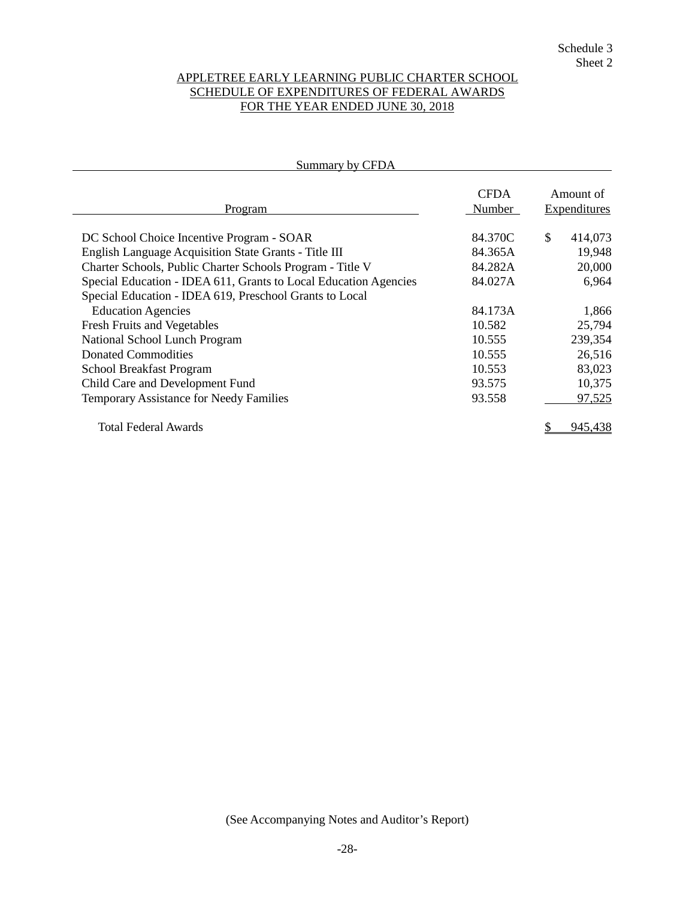Schedule 3
Sheet 2

# APPLETREE EARLY LEARNING PUBLIC CHARTER SCHOOL
## SCHEDULE OF EXPENDITURES OF FEDERAL AWARDS
## FOR THE YEAR ENDED JUNE 30, 2018

### Summary by CFDA

| Program | CFDA Number | Amount of Expenditures |
|---|---|---|
| DC School Choice Incentive Program - SOAR | 84.370C | $ 414,073 |
| English Language Acquisition State Grants - Title III | 84.365A | 19,948 |
| Charter Schools, Public Charter Schools Program - Title V | 84.282A | 20,000 |
| Special Education - IDEA 611, Grants to Local Education Agencies | 84.027A | 6,964 |
| Special Education - IDEA 619, Preschool Grants to Local Education Agencies | 84.173A | 1,866 |
| Fresh Fruits and Vegetables | 10.582 | 25,794 |
| National School Lunch Program | 10.555 | 239,354 |
| Donated Commodities | 10.555 | 26,516 |
| School Breakfast Program | 10.553 | 83,023 |
| Child Care and Development Fund | 93.575 | 10,375 |
| Temporary Assistance for Needy Families | 93.558 | 97,525 |
| Total Federal Awards | | $ 945,438 |

(See Accompanying Notes and Auditor's Report)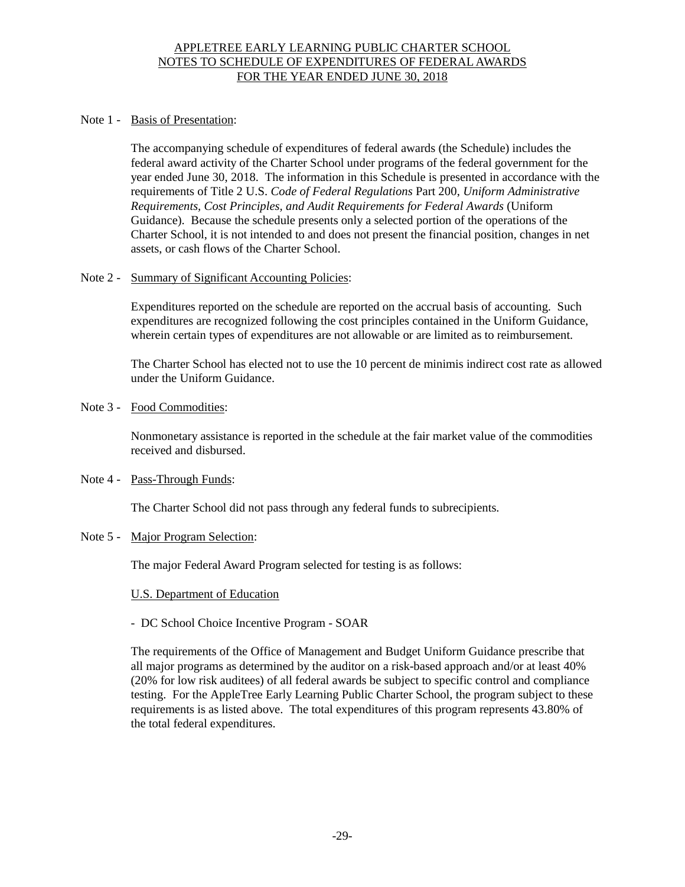# APPLETREE EARLY LEARNING PUBLIC CHARTER SCHOOL
## NOTES TO SCHEDULE OF EXPENDITURES OF FEDERAL AWARDS
## FOR THE YEAR ENDED JUNE 30, 2018

Note 1 - Basis of Presentation:

The accompanying schedule of expenditures of federal awards (the Schedule) includes the federal award activity of the Charter School under programs of the federal government for the year ended June 30, 2018. The information in this Schedule is presented in accordance with the requirements of Title 2 U.S. *Code of Federal Regulations* Part 200, *Uniform Administrative Requirements, Cost Principles, and Audit Requirements for Federal Awards* (Uniform Guidance). Because the schedule presents only a selected portion of the operations of the Charter School, it is not intended to and does not present the financial position, changes in net assets, or cash flows of the Charter School.

Note 2 - Summary of Significant Accounting Policies:

Expenditures reported on the schedule are reported on the accrual basis of accounting. Such expenditures are recognized following the cost principles contained in the Uniform Guidance, wherein certain types of expenditures are not allowable or are limited as to reimbursement.

The Charter School has elected not to use the 10 percent de minimis indirect cost rate as allowed under the Uniform Guidance.

Note 3 - Food Commodities:

Nonmonetary assistance is reported in the schedule at the fair market value of the commodities received and disbursed.

Note 4 - Pass-Through Funds:

The Charter School did not pass through any federal funds to subrecipients.

Note 5 - Major Program Selection:

The major Federal Award Program selected for testing is as follows:

U.S. Department of Education

- DC School Choice Incentive Program - SOAR

The requirements of the Office of Management and Budget Uniform Guidance prescribe that all major programs as determined by the auditor on a risk-based approach and/or at least 40% (20% for low risk auditees) of all federal awards be subject to specific control and compliance testing. For the AppleTree Early Learning Public Charter School, the program subject to these requirements is as listed above. The total expenditures of this program represents 43.80% of the total federal expenditures.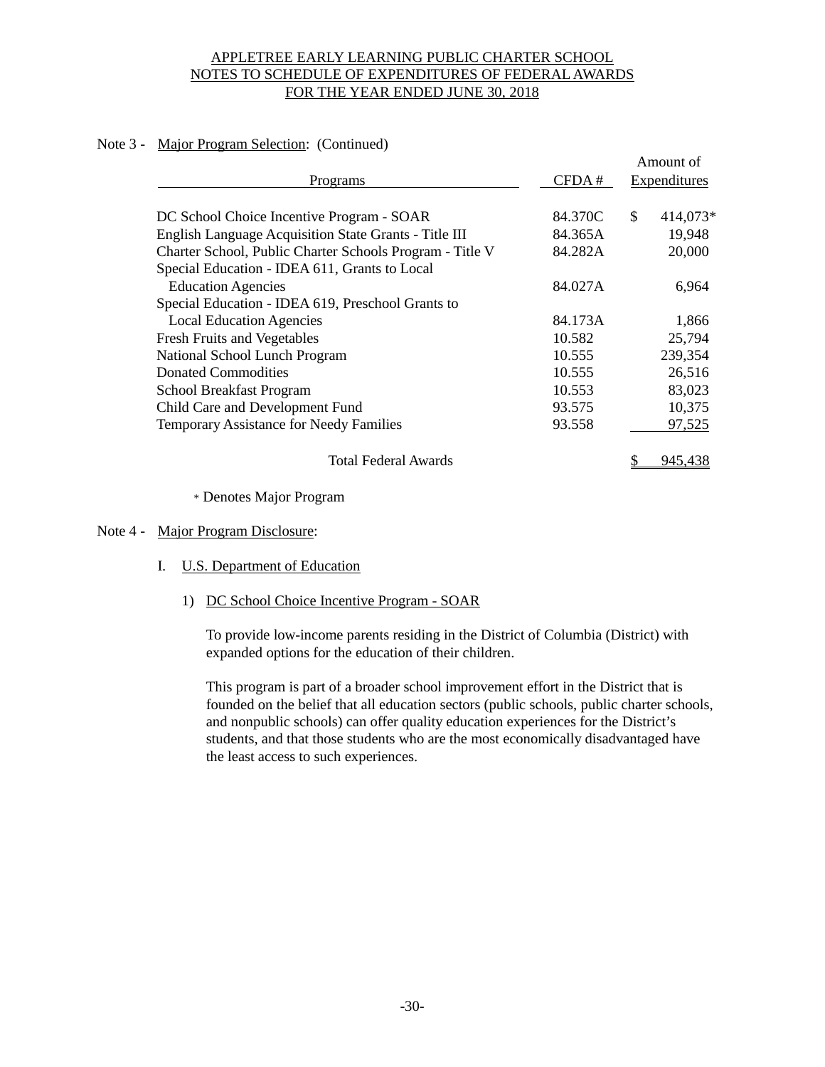# APPLETREE EARLY LEARNING PUBLIC CHARTER SCHOOL
# NOTES TO SCHEDULE OF EXPENDITURES OF FEDERAL AWARDS
# FOR THE YEAR ENDED JUNE 30, 2018

Note 3 - Major Program Selection: (Continued)

| Programs | CFDA # | Amount of Expenditures |
|---|---|---|
| DC School Choice Incentive Program - SOAR | 84.370C | $ 414,073* |
| English Language Acquisition State Grants - Title III | 84.365A | 19,948 |
| Charter School, Public Charter Schools Program - Title V | 84.282A | 20,000 |
| Special Education - IDEA 611, Grants to Local Education Agencies | 84.027A | 6,964 |
| Special Education - IDEA 619, Preschool Grants to Local Education Agencies | 84.173A | 1,866 |
| Fresh Fruits and Vegetables | 10.582 | 25,794 |
| National School Lunch Program | 10.555 | 239,354 |
| Donated Commodities | 10.555 | 26,516 |
| School Breakfast Program | 10.553 | 83,023 |
| Child Care and Development Fund | 93.575 | 10,375 |
| Temporary Assistance for Needy Families | 93.558 | 97,525 |
| Total Federal Awards | | $ 945,438 |

* Denotes Major Program

Note 4 - Major Program Disclosure:

I. U.S. Department of Education

1) DC School Choice Incentive Program - SOAR

To provide low-income parents residing in the District of Columbia (District) with expanded options for the education of their children.

This program is part of a broader school improvement effort in the District that is founded on the belief that all education sectors (public schools, public charter schools, and nonpublic schools) can offer quality education experiences for the District's students, and that those students who are the most economically disadvantaged have the least access to such experiences.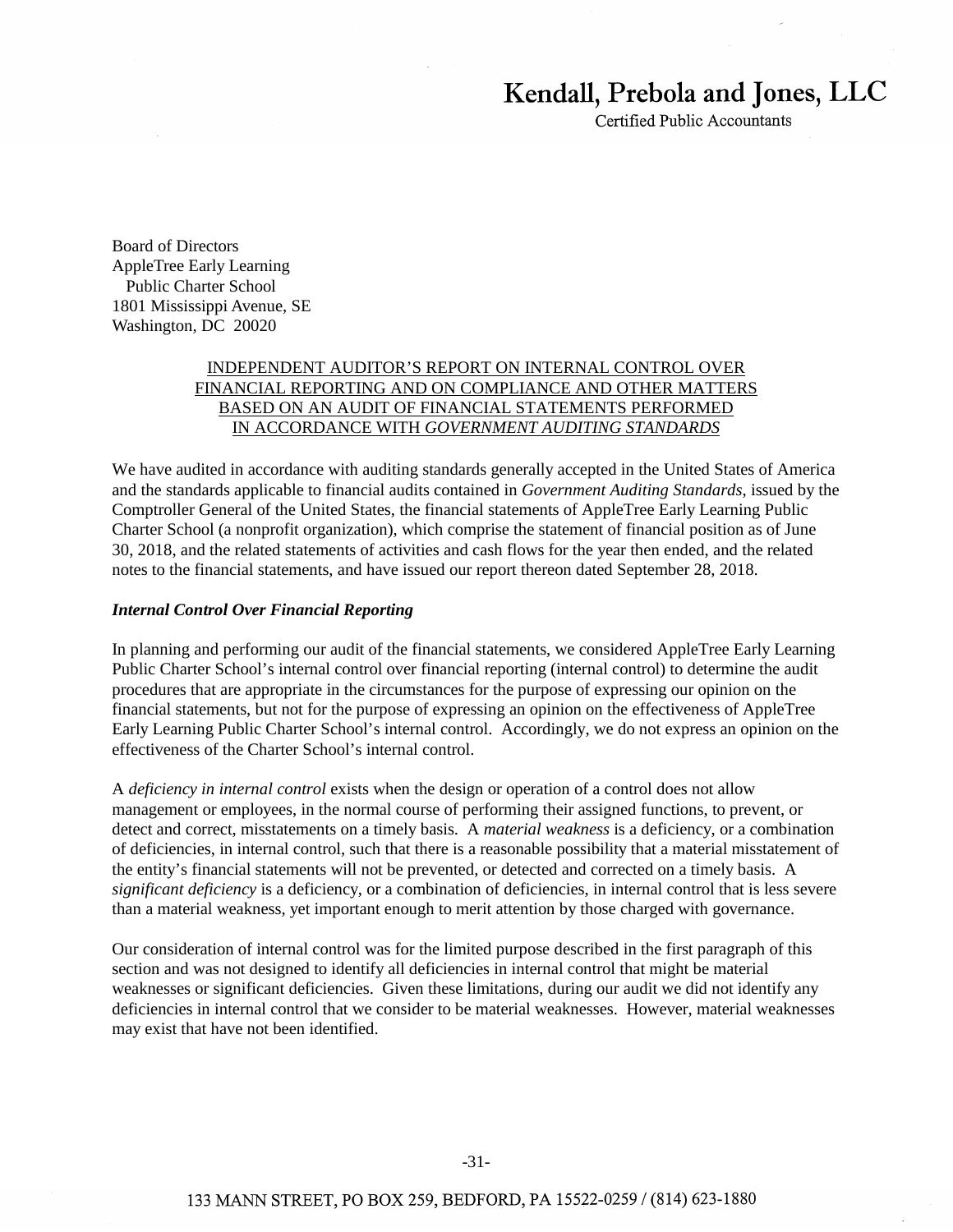# Kendall, Prebola and Jones, LLC

Certified Public Accountants

Board of Directors
AppleTree Early Learning
Public Charter School
1801 Mississippi Avenue, SE
Washington, DC 20020

## INDEPENDENT AUDITOR'S REPORT ON INTERNAL CONTROL OVER FINANCIAL REPORTING AND ON COMPLIANCE AND OTHER MATTERS BASED ON AN AUDIT OF FINANCIAL STATEMENTS PERFORMED IN ACCORDANCE WITH *GOVERNMENT AUDITING STANDARDS*

We have audited in accordance with auditing standards generally accepted in the United States of America and the standards applicable to financial audits contained in *Government Auditing Standards*, issued by the Comptroller General of the United States, the financial statements of AppleTree Early Learning Public Charter School (a nonprofit organization), which comprise the statement of financial position as of June 30, 2018, and the related statements of activities and cash flows for the year then ended, and the related notes to the financial statements, and have issued our report thereon dated September 28, 2018.

***Internal Control Over Financial Reporting***

In planning and performing our audit of the financial statements, we considered AppleTree Early Learning Public Charter School's internal control over financial reporting (internal control) to determine the audit procedures that are appropriate in the circumstances for the purpose of expressing our opinion on the financial statements, but not for the purpose of expressing an opinion on the effectiveness of AppleTree Early Learning Public Charter School's internal control. Accordingly, we do not express an opinion on the effectiveness of the Charter School's internal control.

A *deficiency in internal control* exists when the design or operation of a control does not allow management or employees, in the normal course of performing their assigned functions, to prevent, or detect and correct, misstatements on a timely basis. A *material weakness* is a deficiency, or a combination of deficiencies, in internal control, such that there is a reasonable possibility that a material misstatement of the entity's financial statements will not be prevented, or detected and corrected on a timely basis. A *significant deficiency* is a deficiency, or a combination of deficiencies, in internal control that is less severe than a material weakness, yet important enough to merit attention by those charged with governance.

Our consideration of internal control was for the limited purpose described in the first paragraph of this section and was not designed to identify all deficiencies in internal control that might be material weaknesses or significant deficiencies. Given these limitations, during our audit we did not identify any deficiencies in internal control that we consider to be material weaknesses. However, material weaknesses may exist that have not been identified.

133 MANN STREET, PO BOX 259, BEDFORD, PA 15522-0259 / (814) 623-1880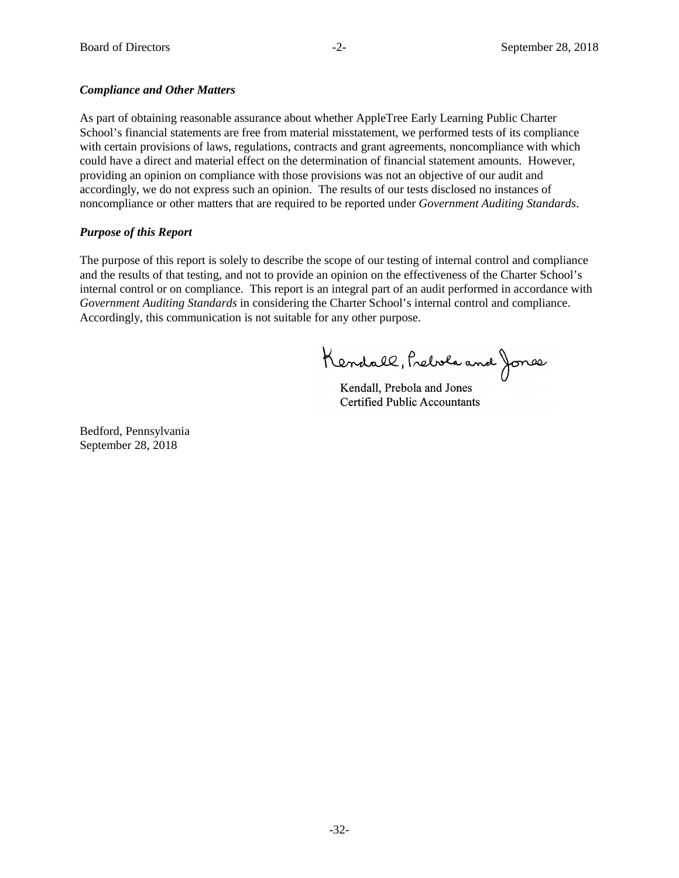***Compliance and Other Matters***

As part of obtaining reasonable assurance about whether AppleTree Early Learning Public Charter School's financial statements are free from material misstatement, we performed tests of its compliance with certain provisions of laws, regulations, contracts and grant agreements, noncompliance with which could have a direct and material effect on the determination of financial statement amounts. However, providing an opinion on compliance with those provisions was not an objective of our audit and accordingly, we do not express such an opinion. The results of our tests disclosed no instances of noncompliance or other matters that are required to be reported under *Government Auditing Standards*.

***Purpose of this Report***

The purpose of this report is solely to describe the scope of our testing of internal control and compliance and the results of that testing, and not to provide an opinion on the effectiveness of the Charter School's internal control or on compliance. This report is an integral part of an audit performed in accordance with *Government Auditing Standards* in considering the Charter School's internal control and compliance. Accordingly, this communication is not suitable for any other purpose.

Kendall, Prebola and Jones

Kendall, Prebola and Jones
Certified Public Accountants

Bedford, Pennsylvania
September 28, 2018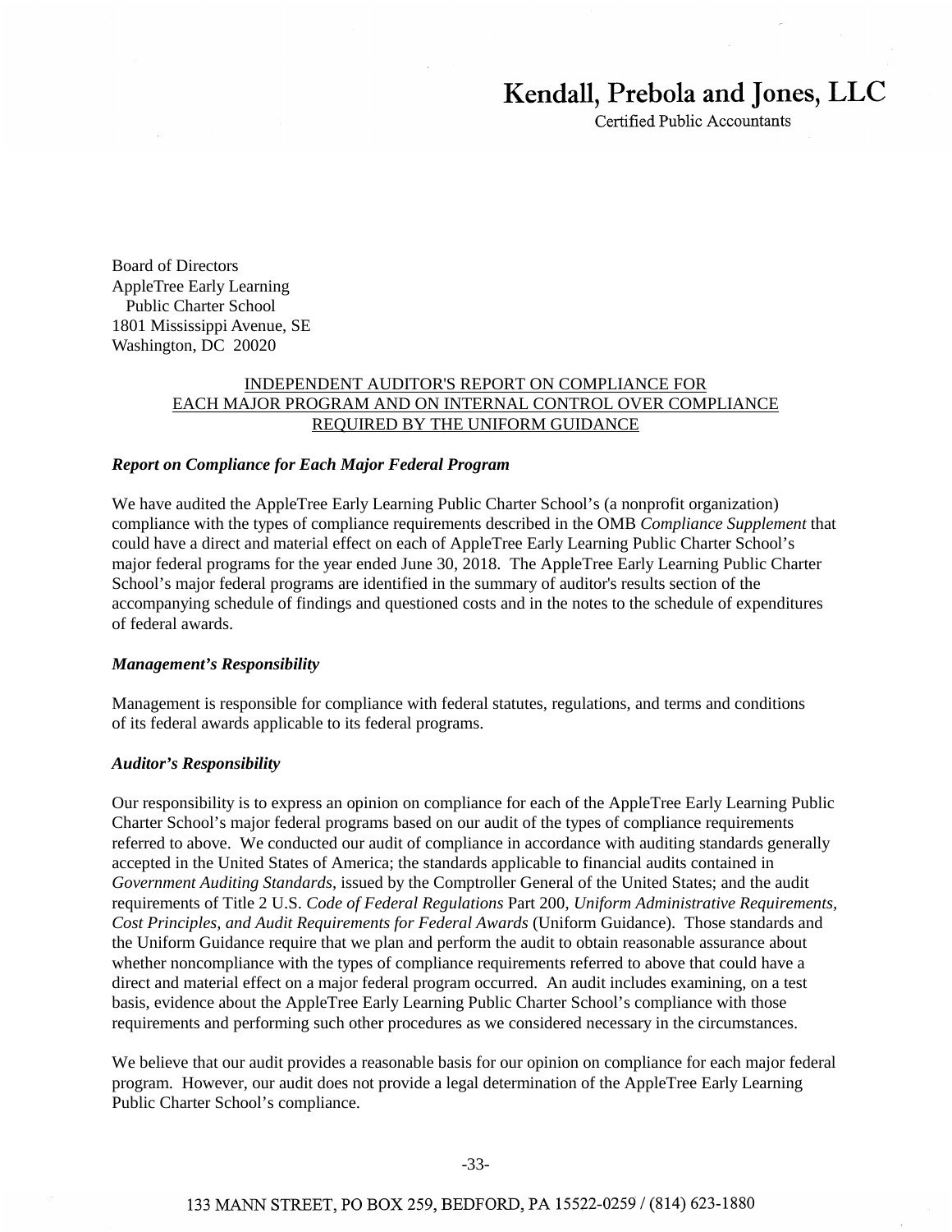# Kendall, Prebola and Jones, LLC

Certified Public Accountants

Board of Directors
AppleTree Early Learning
Public Charter School
1801 Mississippi Avenue, SE
Washington, DC 20020

## INDEPENDENT AUDITOR'S REPORT ON COMPLIANCE FOR EACH MAJOR PROGRAM AND ON INTERNAL CONTROL OVER COMPLIANCE REQUIRED BY THE UNIFORM GUIDANCE

***Report on Compliance for Each Major Federal Program***

We have audited the AppleTree Early Learning Public Charter School's (a nonprofit organization) compliance with the types of compliance requirements described in the OMB *Compliance Supplement* that could have a direct and material effect on each of AppleTree Early Learning Public Charter School's major federal programs for the year ended June 30, 2018. The AppleTree Early Learning Public Charter School's major federal programs are identified in the summary of auditor's results section of the accompanying schedule of findings and questioned costs and in the notes to the schedule of expenditures of federal awards.

***Management's Responsibility***

Management is responsible for compliance with federal statutes, regulations, and terms and conditions of its federal awards applicable to its federal programs.

***Auditor's Responsibility***

Our responsibility is to express an opinion on compliance for each of the AppleTree Early Learning Public Charter School's major federal programs based on our audit of the types of compliance requirements referred to above. We conducted our audit of compliance in accordance with auditing standards generally accepted in the United States of America; the standards applicable to financial audits contained in *Government Auditing Standards*, issued by the Comptroller General of the United States; and the audit requirements of Title 2 U.S. *Code of Federal Regulations* Part 200, *Uniform Administrative Requirements, Cost Principles, and Audit Requirements for Federal Awards* (Uniform Guidance). Those standards and the Uniform Guidance require that we plan and perform the audit to obtain reasonable assurance about whether noncompliance with the types of compliance requirements referred to above that could have a direct and material effect on a major federal program occurred. An audit includes examining, on a test basis, evidence about the AppleTree Early Learning Public Charter School's compliance with those requirements and performing such other procedures as we considered necessary in the circumstances.

We believe that our audit provides a reasonable basis for our opinion on compliance for each major federal program. However, our audit does not provide a legal determination of the AppleTree Early Learning Public Charter School's compliance.

133 MANN STREET, PO BOX 259, BEDFORD, PA 15522-0259 / (814) 623-1880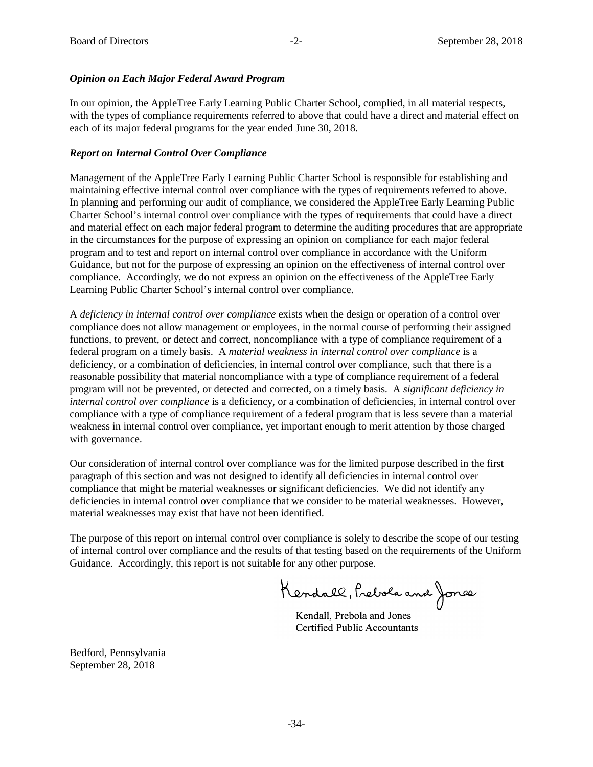### *Opinion on Each Major Federal Award Program*

In our opinion, the AppleTree Early Learning Public Charter School, complied, in all material respects, with the types of compliance requirements referred to above that could have a direct and material effect on each of its major federal programs for the year ended June 30, 2018.

### *Report on Internal Control Over Compliance*

Management of the AppleTree Early Learning Public Charter School is responsible for establishing and maintaining effective internal control over compliance with the types of requirements referred to above. In planning and performing our audit of compliance, we considered the AppleTree Early Learning Public Charter School's internal control over compliance with the types of requirements that could have a direct and material effect on each major federal program to determine the auditing procedures that are appropriate in the circumstances for the purpose of expressing an opinion on compliance for each major federal program and to test and report on internal control over compliance in accordance with the Uniform Guidance, but not for the purpose of expressing an opinion on the effectiveness of internal control over compliance. Accordingly, we do not express an opinion on the effectiveness of the AppleTree Early Learning Public Charter School's internal control over compliance.

A *deficiency in internal control over compliance* exists when the design or operation of a control over compliance does not allow management or employees, in the normal course of performing their assigned functions, to prevent, or detect and correct, noncompliance with a type of compliance requirement of a federal program on a timely basis. A *material weakness in internal control over compliance* is a deficiency, or a combination of deficiencies, in internal control over compliance, such that there is a reasonable possibility that material noncompliance with a type of compliance requirement of a federal program will not be prevented, or detected and corrected, on a timely basis. A *significant deficiency in internal control over compliance* is a deficiency, or a combination of deficiencies, in internal control over compliance with a type of compliance requirement of a federal program that is less severe than a material weakness in internal control over compliance, yet important enough to merit attention by those charged with governance.

Our consideration of internal control over compliance was for the limited purpose described in the first paragraph of this section and was not designed to identify all deficiencies in internal control over compliance that might be material weaknesses or significant deficiencies. We did not identify any deficiencies in internal control over compliance that we consider to be material weaknesses. However, material weaknesses may exist that have not been identified.

The purpose of this report on internal control over compliance is solely to describe the scope of our testing of internal control over compliance and the results of that testing based on the requirements of the Uniform Guidance. Accordingly, this report is not suitable for any other purpose.

Kendall, Prebola and Jones

Kendall, Prebola and Jones
Certified Public Accountants

Bedford, Pennsylvania
September 28, 2018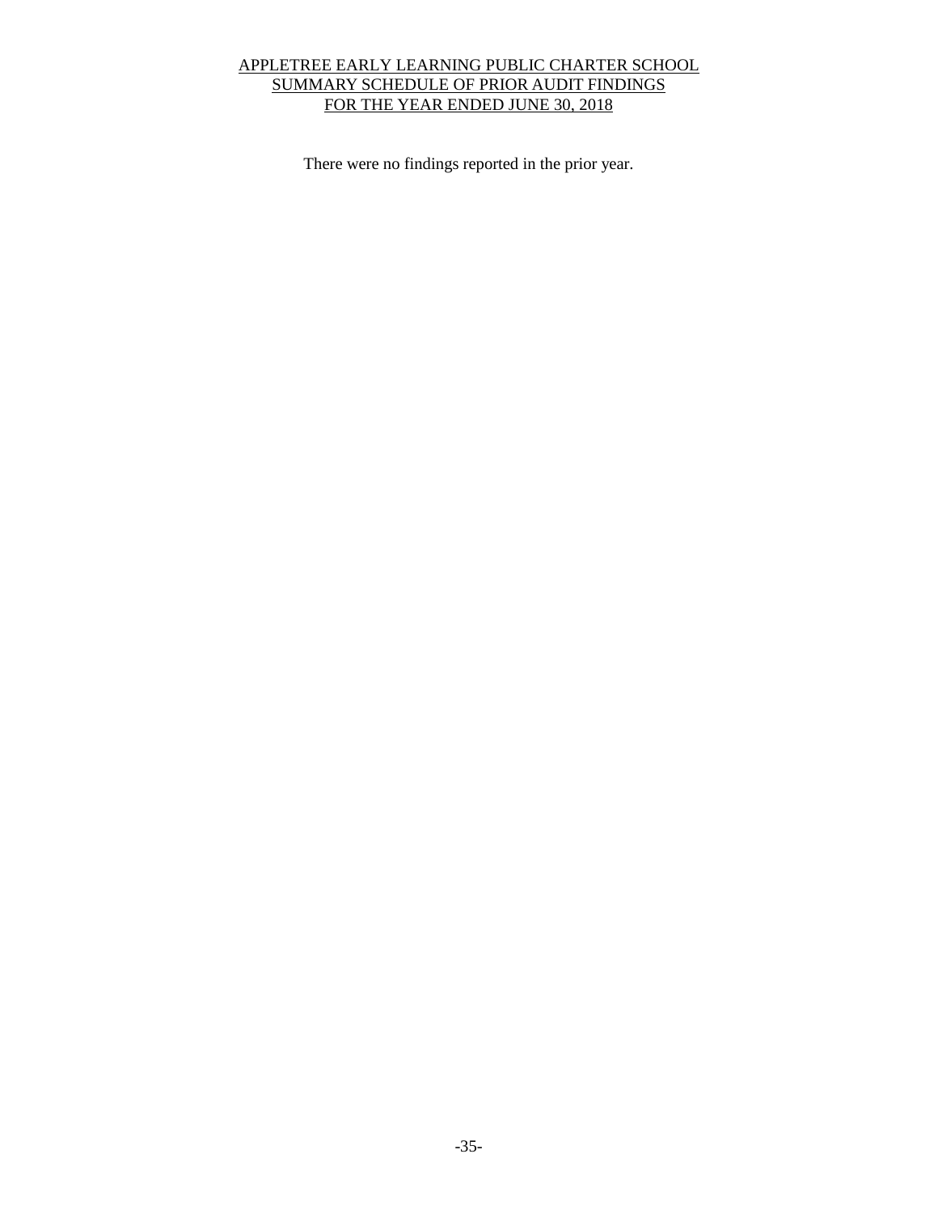# APPLETREE EARLY LEARNING PUBLIC CHARTER SCHOOL
## SUMMARY SCHEDULE OF PRIOR AUDIT FINDINGS
## FOR THE YEAR ENDED JUNE 30, 2018

There were no findings reported in the prior year.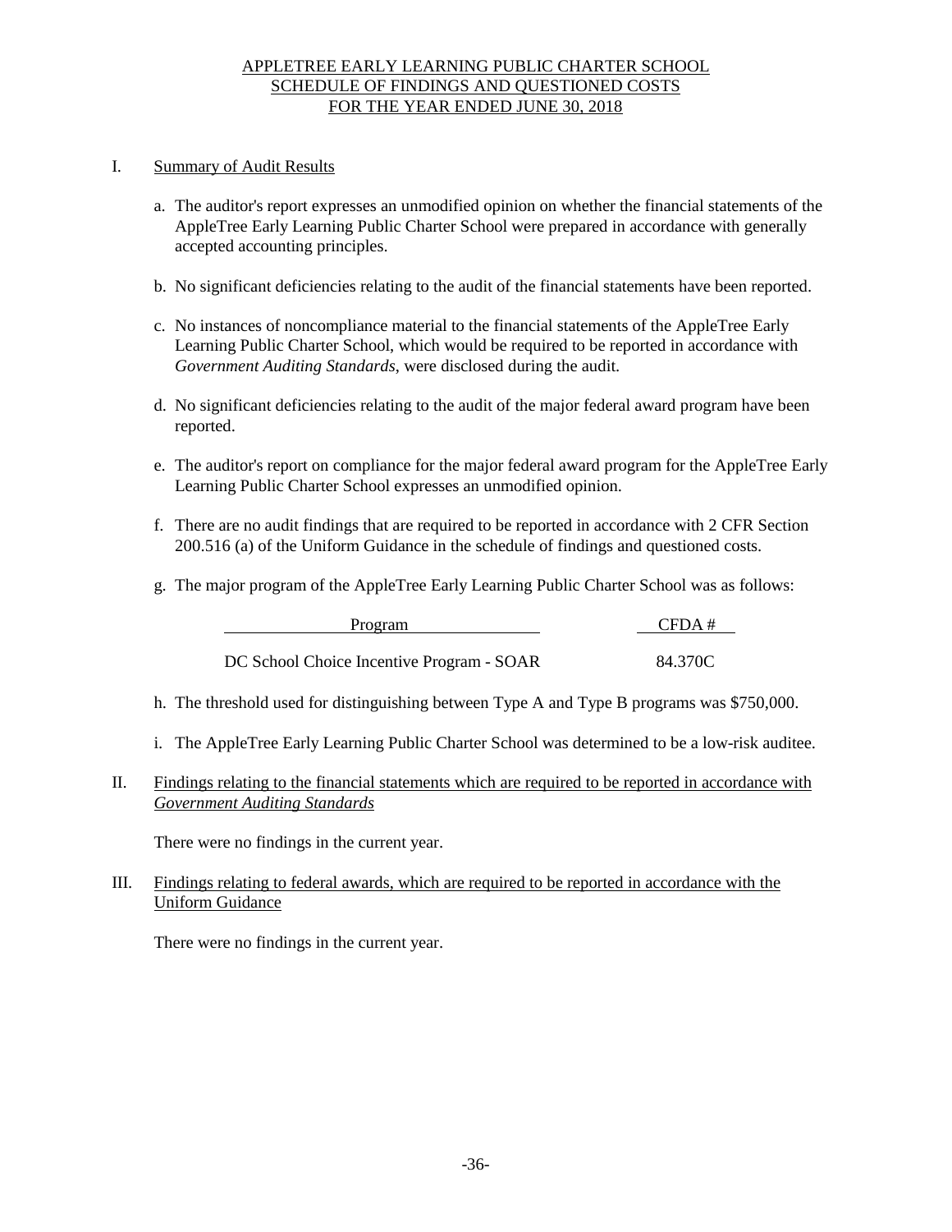# APPLETREE EARLY LEARNING PUBLIC CHARTER SCHOOL
## SCHEDULE OF FINDINGS AND QUESTIONED COSTS
## FOR THE YEAR ENDED JUNE 30, 2018

I. Summary of Audit Results

a. The auditor's report expresses an unmodified opinion on whether the financial statements of the AppleTree Early Learning Public Charter School were prepared in accordance with generally accepted accounting principles.

b. No significant deficiencies relating to the audit of the financial statements have been reported.

c. No instances of noncompliance material to the financial statements of the AppleTree Early Learning Public Charter School, which would be required to be reported in accordance with *Government Auditing Standards*, were disclosed during the audit.

d. No significant deficiencies relating to the audit of the major federal award program have been reported.

e. The auditor's report on compliance for the major federal award program for the AppleTree Early Learning Public Charter School expresses an unmodified opinion.

f. There are no audit findings that are required to be reported in accordance with 2 CFR Section 200.516 (a) of the Uniform Guidance in the schedule of findings and questioned costs.

g. The major program of the AppleTree Early Learning Public Charter School was as follows:

| Program | CFDA # |
|---|---|
| DC School Choice Incentive Program - SOAR | 84.370C |

h. The threshold used for distinguishing between Type A and Type B programs was $750,000.

i. The AppleTree Early Learning Public Charter School was determined to be a low-risk auditee.

II. Findings relating to the financial statements which are required to be reported in accordance with *Government Auditing Standards*

There were no findings in the current year.

III. Findings relating to federal awards, which are required to be reported in accordance with the Uniform Guidance

There were no findings in the current year.